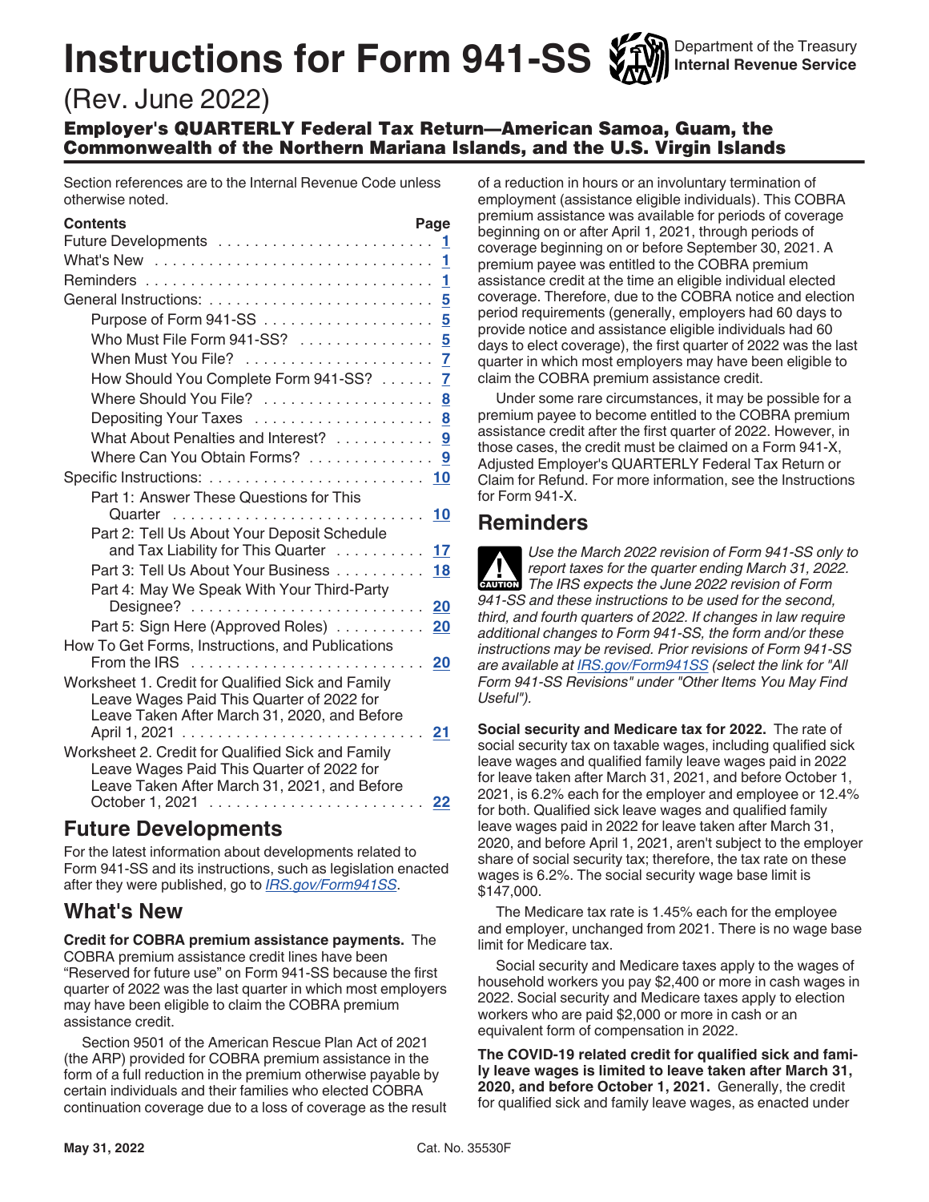# Instructions for Form 941-SS

Department of the Treasury
Internal Revenue Service

(Rev. June 2022)

## Employer's QUARTERLY Federal Tax Return—American Samoa, Guam, the Commonwealth of the Northern Mariana Islands, and the U.S. Virgin Islands

Section references are to the Internal Revenue Code unless otherwise noted.

| Contents | Page |
|---|---|
| Future Developments | 1 |
| What's New | 1 |
| Reminders | 1 |
| General Instructions: | 5 |
| Purpose of Form 941-SS | 5 |
| Who Must File Form 941-SS? | 5 |
| When Must You File? | 7 |
| How Should You Complete Form 941-SS? | 7 |
| Where Should You File? | 8 |
| Depositing Your Taxes | 8 |
| What About Penalties and Interest? | 9 |
| Where Can You Obtain Forms? | 9 |
| Specific Instructions: | 10 |
| Part 1: Answer These Questions for This Quarter | 10 |
| Part 2: Tell Us About Your Deposit Schedule and Tax Liability for This Quarter | 17 |
| Part 3: Tell Us About Your Business | 18 |
| Part 4: May We Speak With Your Third-Party Designee? | 20 |
| Part 5: Sign Here (Approved Roles) | 20 |
| How To Get Forms, Instructions, and Publications From the IRS | 20 |
| Worksheet 1. Credit for Qualified Sick and Family Leave Wages Paid This Quarter of 2022 for Leave Taken After March 31, 2020, and Before April 1, 2021 | 21 |
| Worksheet 2. Credit for Qualified Sick and Family Leave Wages Paid This Quarter of 2022 for Leave Taken After March 31, 2021, and Before October 1, 2021 | 22 |

## Future Developments

For the latest information about developments related to Form 941-SS and its instructions, such as legislation enacted after they were published, go to *IRS.gov/Form941SS*.

## What's New

**Credit for COBRA premium assistance payments.** The COBRA premium assistance credit lines have been "Reserved for future use" on Form 941-SS because the first quarter of 2022 was the last quarter in which most employers may have been eligible to claim the COBRA premium assistance credit.

Section 9501 of the American Rescue Plan Act of 2021 (the ARP) provided for COBRA premium assistance in the form of a full reduction in the premium otherwise payable by certain individuals and their families who elected COBRA continuation coverage due to a loss of coverage as the result of a reduction in hours or an involuntary termination of employment (assistance eligible individuals). This COBRA premium assistance was available for periods of coverage beginning on or after April 1, 2021, through periods of coverage beginning on or before September 30, 2021. A premium payee was entitled to the COBRA premium assistance credit at the time an eligible individual elected coverage. Therefore, due to the COBRA notice and election period requirements (generally, employers had 60 days to provide notice and assistance eligible individuals had 60 days to elect coverage), the first quarter of 2022 was the last quarter in which most employers may have been eligible to claim the COBRA premium assistance credit.

Under some rare circumstances, it may be possible for a premium payee to become entitled to the COBRA premium assistance credit after the first quarter of 2022. However, in those cases, the credit must be claimed on a Form 941-X, Adjusted Employer's QUARTERLY Federal Tax Return or Claim for Refund. For more information, see the Instructions for Form 941-X.

## Reminders

**CAUTION** *Use the March 2022 revision of Form 941-SS only to report taxes for the quarter ending March 31, 2022. The IRS expects the June 2022 revision of Form 941-SS and these instructions to be used for the second, third, and fourth quarters of 2022. If changes in law require additional changes to Form 941-SS, the form and/or these instructions may be revised. Prior revisions of Form 941-SS are available at IRS.gov/Form941SS (select the link for "All Form 941-SS Revisions" under "Other Items You May Find Useful").*

**Social security and Medicare tax for 2022.** The rate of social security tax on taxable wages, including qualified sick leave wages and qualified family leave wages paid in 2022 for leave taken after March 31, 2021, and before October 1, 2021, is 6.2% each for the employer and employee or 12.4% for both. Qualified sick leave wages and qualified family leave wages paid in 2022 for leave taken after March 31, 2020, and before April 1, 2021, aren't subject to the employer share of social security tax; therefore, the tax rate on these wages is 6.2%. The social security wage base limit is $147,000.

The Medicare tax rate is 1.45% each for the employee and employer, unchanged from 2021. There is no wage base limit for Medicare tax.

Social security and Medicare taxes apply to the wages of household workers you pay $2,400 or more in cash wages in 2022. Social security and Medicare taxes apply to election workers who are paid $2,000 or more in cash or an equivalent form of compensation in 2022.

**The COVID-19 related credit for qualified sick and family leave wages is limited to leave taken after March 31, 2020, and before October 1, 2021.** Generally, the credit for qualified sick and family leave wages, as enacted under

May 31, 2022 Cat. No. 35530F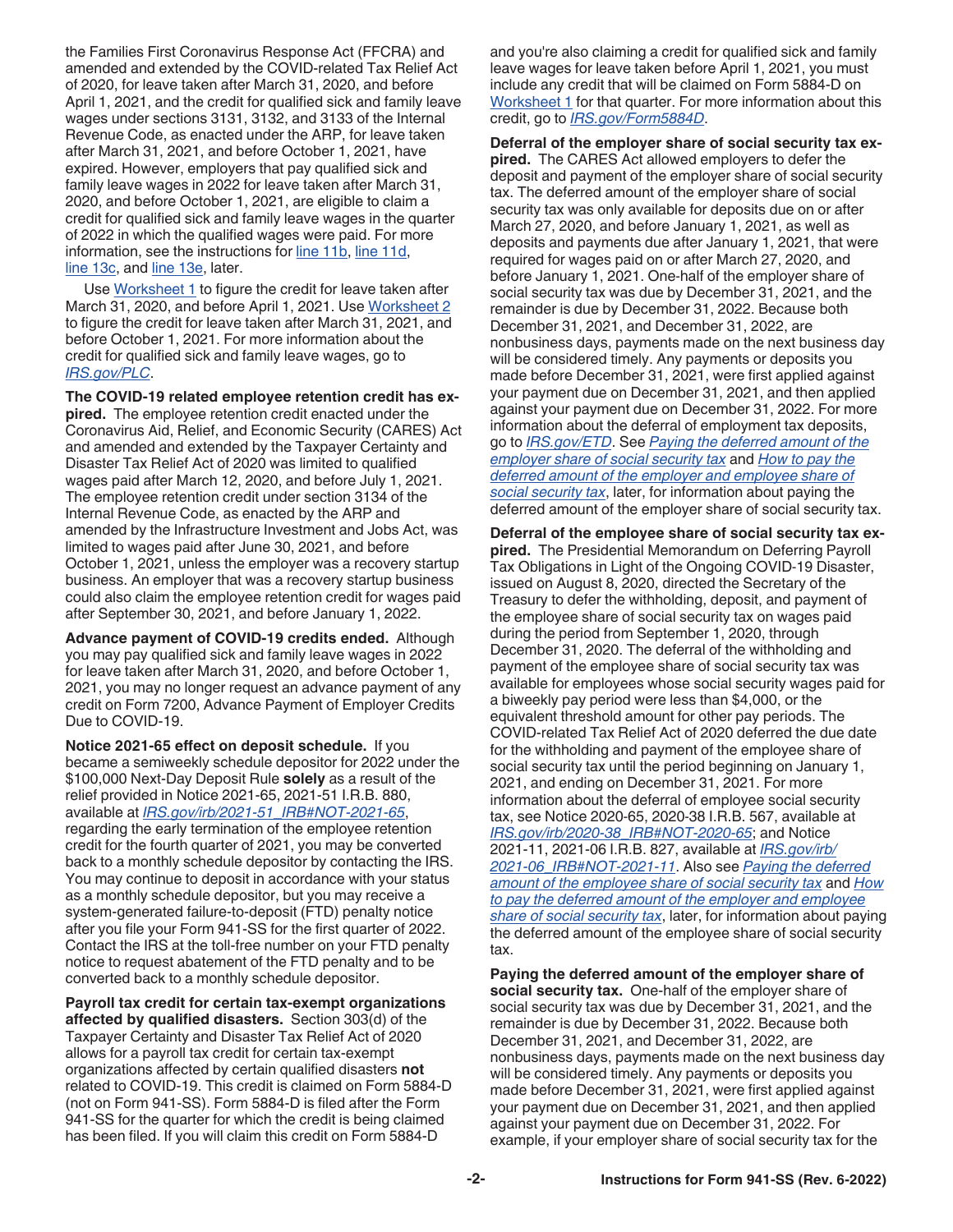the Families First Coronavirus Response Act (FFCRA) and amended and extended by the COVID-related Tax Relief Act of 2020, for leave taken after March 31, 2020, and before April 1, 2021, and the credit for qualified sick and family leave wages under sections 3131, 3132, and 3133 of the Internal Revenue Code, as enacted under the ARP, for leave taken after March 31, 2021, and before October 1, 2021, have expired. However, employers that pay qualified sick and family leave wages in 2022 for leave taken after March 31, 2020, and before October 1, 2021, are eligible to claim a credit for qualified sick and family leave wages in the quarter of 2022 in which the qualified wages were paid. For more information, see the instructions for line 11b, line 11d, line 13c, and line 13e, later.

Use Worksheet 1 to figure the credit for leave taken after March 31, 2020, and before April 1, 2021. Use Worksheet 2 to figure the credit for leave taken after March 31, 2021, and before October 1, 2021. For more information about the credit for qualified sick and family leave wages, go to *IRS.gov/PLC*.

**The COVID-19 related employee retention credit has expired.** The employee retention credit enacted under the Coronavirus Aid, Relief, and Economic Security (CARES) Act and amended and extended by the Taxpayer Certainty and Disaster Tax Relief Act of 2020 was limited to qualified wages paid after March 12, 2020, and before July 1, 2021. The employee retention credit under section 3134 of the Internal Revenue Code, as enacted by the ARP and amended by the Infrastructure Investment and Jobs Act, was limited to wages paid after June 30, 2021, and before October 1, 2021, unless the employer was a recovery startup business. An employer that was a recovery startup business could also claim the employee retention credit for wages paid after September 30, 2021, and before January 1, 2022.

**Advance payment of COVID-19 credits ended.** Although you may pay qualified sick and family leave wages in 2022 for leave taken after March 31, 2020, and before October 1, 2021, you may no longer request an advance payment of any credit on Form 7200, Advance Payment of Employer Credits Due to COVID-19.

**Notice 2021-65 effect on deposit schedule.** If you became a semiweekly schedule depositor for 2022 under the $100,000 Next-Day Deposit Rule **solely** as a result of the relief provided in Notice 2021-65, 2021-51 I.R.B. 880, available at *IRS.gov/irb/2021-51_IRB#NOT-2021-65*, regarding the early termination of the employee retention credit for the fourth quarter of 2021, you may be converted back to a monthly schedule depositor by contacting the IRS. You may continue to deposit in accordance with your status as a monthly schedule depositor, but you may receive a system-generated failure-to-deposit (FTD) penalty notice after you file your Form 941-SS for the first quarter of 2022. Contact the IRS at the toll-free number on your FTD penalty notice to request abatement of the FTD penalty and to be converted back to a monthly schedule depositor.

**Payroll tax credit for certain tax-exempt organizations affected by qualified disasters.** Section 303(d) of the Taxpayer Certainty and Disaster Tax Relief Act of 2020 allows for a payroll tax credit for certain tax-exempt organizations affected by certain qualified disasters **not** related to COVID-19. This credit is claimed on Form 5884-D (not on Form 941-SS). Form 5884-D is filed after the Form 941-SS for the quarter for which the credit is being claimed has been filed. If you will claim this credit on Form 5884-D and you're also claiming a credit for qualified sick and family leave wages for leave taken before April 1, 2021, you must include any credit that will be claimed on Form 5884-D on Worksheet 1 for that quarter. For more information about this credit, go to *IRS.gov/Form5884D*.

**Deferral of the employer share of social security tax expired.** The CARES Act allowed employers to defer the deposit and payment of the employer share of social security tax. The deferred amount of the employer share of social security tax was only available for deposits due on or after March 27, 2020, and before January 1, 2021, as well as deposits and payments due after January 1, 2021, that were required for wages paid on or after March 27, 2020, and before January 1, 2021. One-half of the employer share of social security tax was due by December 31, 2021, and the remainder is due by December 31, 2022. Because both December 31, 2021, and December 31, 2022, are nonbusiness days, payments made on the next business day will be considered timely. Any payments or deposits you made before December 31, 2021, were first applied against your payment due on December 31, 2021, and then applied against your payment due on December 31, 2022. For more information about the deferral of employment tax deposits, go to *IRS.gov/ETD*. See *Paying the deferred amount of the employer share of social security tax* and *How to pay the deferred amount of the employer and employee share of social security tax*, later, for information about paying the deferred amount of the employer share of social security tax.

**Deferral of the employee share of social security tax expired.** The Presidential Memorandum on Deferring Payroll Tax Obligations in Light of the Ongoing COVID-19 Disaster, issued on August 8, 2020, directed the Secretary of the Treasury to defer the withholding, deposit, and payment of the employee share of social security tax on wages paid during the period from September 1, 2020, through December 31, 2020. The deferral of the withholding and payment of the employee share of social security tax was available for employees whose social security wages paid for a biweekly pay period were less than $4,000, or the equivalent threshold amount for other pay periods. The COVID-related Tax Relief Act of 2020 deferred the due date for the withholding and payment of the employee share of social security tax until the period beginning on January 1, 2021, and ending on December 31, 2021. For more information about the deferral of employee social security tax, see Notice 2020-65, 2020-38 I.R.B. 567, available at *IRS.gov/irb/2020-38_IRB#NOT-2020-65*; and Notice 2021-11, 2021-06 I.R.B. 827, available at *IRS.gov/irb/2021-06_IRB#NOT-2021-11*. Also see *Paying the deferred amount of the employee share of social security tax* and *How to pay the deferred amount of the employer and employee share of social security tax*, later, for information about paying the deferred amount of the employee share of social security tax.

**Paying the deferred amount of the employer share of social security tax.** One-half of the employer share of social security tax was due by December 31, 2021, and the remainder is due by December 31, 2022. Because both December 31, 2021, and December 31, 2022, are nonbusiness days, payments made on the next business day will be considered timely. Any payments or deposits you made before December 31, 2021, were first applied against your payment due on December 31, 2021, and then applied against your payment due on December 31, 2022. For example, if your employer share of social security tax for the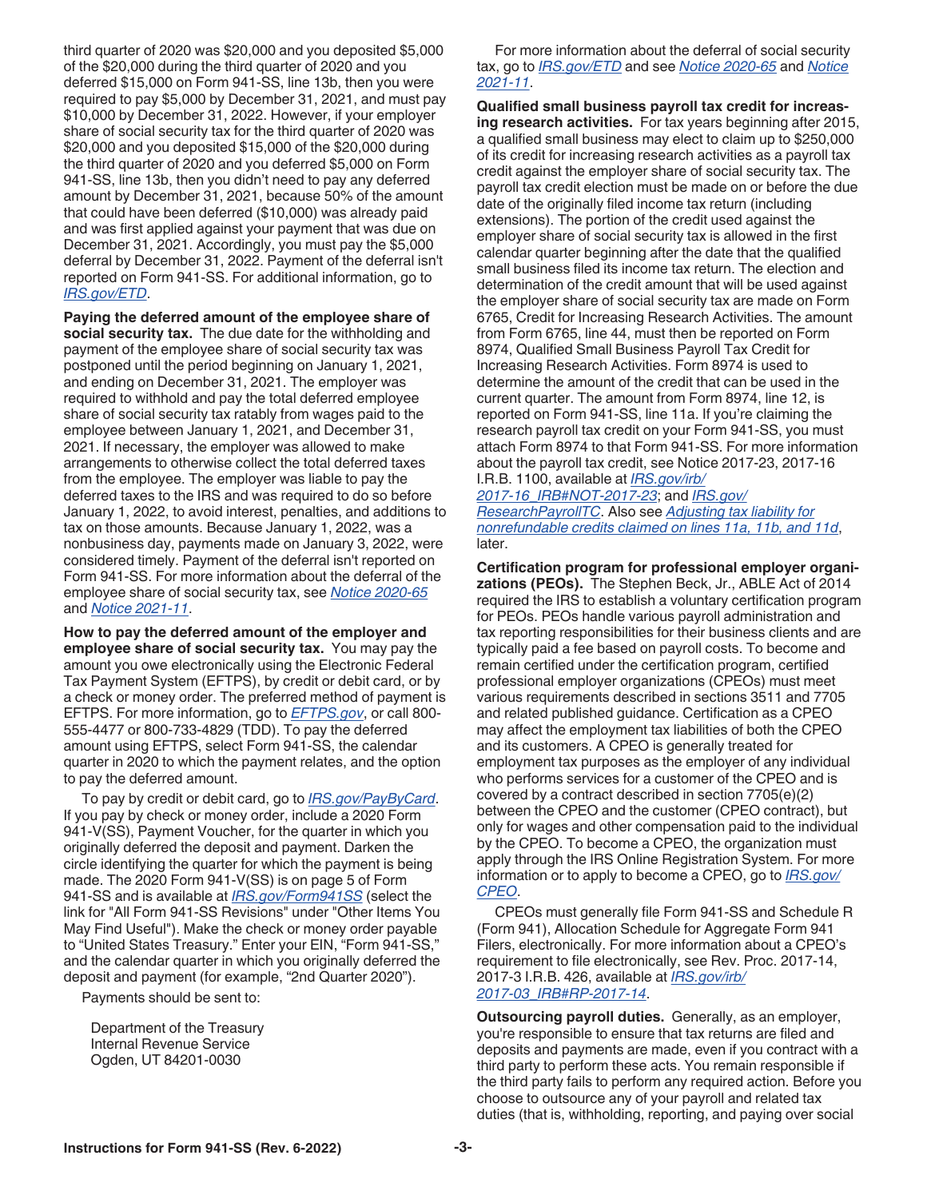third quarter of 2020 was $20,000 and you deposited $5,000 of the $20,000 during the third quarter of 2020 and you deferred $15,000 on Form 941-SS, line 13b, then you were required to pay $5,000 by December 31, 2021, and must pay $10,000 by December 31, 2022. However, if your employer share of social security tax for the third quarter of 2020 was $20,000 and you deposited $15,000 of the $20,000 during the third quarter of 2020 and you deferred $5,000 on Form 941-SS, line 13b, then you didn't need to pay any deferred amount by December 31, 2021, because 50% of the amount that could have been deferred ($10,000) was already paid and was first applied against your payment that was due on December 31, 2021. Accordingly, you must pay the $5,000 deferral by December 31, 2022. Payment of the deferral isn't reported on Form 941-SS. For additional information, go to *IRS.gov/ETD*.

**Paying the deferred amount of the employee share of social security tax.** The due date for the withholding and payment of the employee share of social security tax was postponed until the period beginning on January 1, 2021, and ending on December 31, 2021. The employer was required to withhold and pay the total deferred employee share of social security tax ratably from wages paid to the employee between January 1, 2021, and December 31, 2021. If necessary, the employer was allowed to make arrangements to otherwise collect the total deferred taxes from the employee. The employer was liable to pay the deferred taxes to the IRS and was required to do so before January 1, 2022, to avoid interest, penalties, and additions to tax on those amounts. Because January 1, 2022, was a nonbusiness day, payments made on January 3, 2022, were considered timely. Payment of the deferral isn't reported on Form 941-SS. For more information about the deferral of the employee share of social security tax, see *Notice 2020-65* and *Notice 2021-11*.

**How to pay the deferred amount of the employer and employee share of social security tax.** You may pay the amount you owe electronically using the Electronic Federal Tax Payment System (EFTPS), by credit or debit card, or by a check or money order. The preferred method of payment is EFTPS. For more information, go to *EFTPS.gov*, or call 800-555-4477 or 800-733-4829 (TDD). To pay the deferred amount using EFTPS, select Form 941-SS, the calendar quarter in 2020 to which the payment relates, and the option to pay the deferred amount.

To pay by credit or debit card, go to *IRS.gov/PayByCard*. If you pay by check or money order, include a 2020 Form 941-V(SS), Payment Voucher, for the quarter in which you originally deferred the deposit and payment. Darken the circle identifying the quarter for which the payment is being made. The 2020 Form 941-V(SS) is on page 5 of Form 941-SS and is available at *IRS.gov/Form941SS* (select the link for "All Form 941-SS Revisions" under "Other Items You May Find Useful"). Make the check or money order payable to "United States Treasury." Enter your EIN, "Form 941-SS," and the calendar quarter in which you originally deferred the deposit and payment (for example, "2nd Quarter 2020").

Payments should be sent to:

Department of the Treasury
Internal Revenue Service
Ogden, UT 84201-0030

For more information about the deferral of social security tax, go to *IRS.gov/ETD* and see *Notice 2020-65* and *Notice 2021-11*.

**Qualified small business payroll tax credit for increasing research activities.** For tax years beginning after 2015, a qualified small business may elect to claim up to $250,000 of its credit for increasing research activities as a payroll tax credit against the employer share of social security tax. The payroll tax credit election must be made on or before the due date of the originally filed income tax return (including extensions). The portion of the credit used against the employer share of social security tax is allowed in the first calendar quarter beginning after the date that the qualified small business filed its income tax return. The election and determination of the credit amount that will be used against the employer share of social security tax are made on Form 6765, Credit for Increasing Research Activities. The amount from Form 6765, line 44, must then be reported on Form 8974, Qualified Small Business Payroll Tax Credit for Increasing Research Activities. Form 8974 is used to determine the amount of the credit that can be used in the current quarter. The amount from Form 8974, line 12, is reported on Form 941-SS, line 11a. If you're claiming the research payroll tax credit on your Form 941-SS, you must attach Form 8974 to that Form 941-SS. For more information about the payroll tax credit, see Notice 2017-23, 2017-16 I.R.B. 1100, available at *IRS.gov/irb/2017-16_IRB#NOT-2017-23*; and *IRS.gov/ResearchPayrollTC*. Also see *Adjusting tax liability for nonrefundable credits claimed on lines 11a, 11b, and 11d*, later.

**Certification program for professional employer organizations (PEOs).** The Stephen Beck, Jr., ABLE Act of 2014 required the IRS to establish a voluntary certification program for PEOs. PEOs handle various payroll administration and tax reporting responsibilities for their business clients and are typically paid a fee based on payroll costs. To become and remain certified under the certification program, certified professional employer organizations (CPEOs) must meet various requirements described in sections 3511 and 7705 and related published guidance. Certification as a CPEO may affect the employment tax liabilities of both the CPEO and its customers. A CPEO is generally treated for employment tax purposes as the employer of any individual who performs services for a customer of the CPEO and is covered by a contract described in section 7705(e)(2) between the CPEO and the customer (CPEO contract), but only for wages and other compensation paid to the individual by the CPEO. To become a CPEO, the organization must apply through the IRS Online Registration System. For more information or to apply to become a CPEO, go to *IRS.gov/CPEO*.

CPEOs must generally file Form 941-SS and Schedule R (Form 941), Allocation Schedule for Aggregate Form 941 Filers, electronically. For more information about a CPEO's requirement to file electronically, see Rev. Proc. 2017-14, 2017-3 I.R.B. 426, available at *IRS.gov/irb/2017-03_IRB#RP-2017-14*.

**Outsourcing payroll duties.** Generally, as an employer, you're responsible to ensure that tax returns are filed and deposits and payments are made, even if you contract with a third party to perform these acts. You remain responsible if the third party fails to perform any required action. Before you choose to outsource any of your payroll and related tax duties (that is, withholding, reporting, and paying over social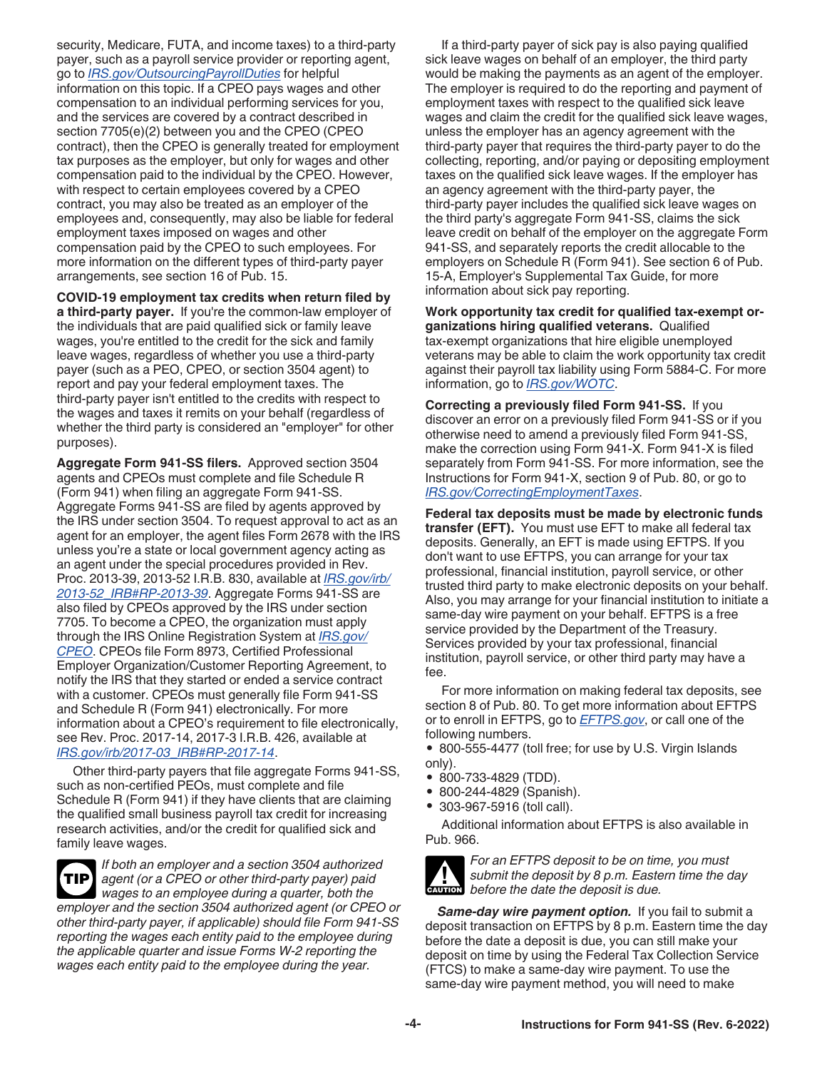security, Medicare, FUTA, and income taxes) to a third-party payer, such as a payroll service provider or reporting agent, go to *IRS.gov/OutsourcingPayrollDuties* for helpful information on this topic. If a CPEO pays wages and other compensation to an individual performing services for you, and the services are covered by a contract described in section 7705(e)(2) between you and the CPEO (CPEO contract), then the CPEO is generally treated for employment tax purposes as the employer, but only for wages and other compensation paid to the individual by the CPEO. However, with respect to certain employees covered by a CPEO contract, you may also be treated as an employer of the employees and, consequently, may also be liable for federal employment taxes imposed on wages and other compensation paid by the CPEO to such employees. For more information on the different types of third-party payer arrangements, see section 16 of Pub. 15.

**COVID-19 employment tax credits when return filed by a third-party payer.** If you're the common-law employer of the individuals that are paid qualified sick or family leave wages, you're entitled to the credit for the sick and family leave wages, regardless of whether you use a third-party payer (such as a PEO, CPEO, or section 3504 agent) to report and pay your federal employment taxes. The third-party payer isn't entitled to the credits with respect to the wages and taxes it remits on your behalf (regardless of whether the third party is considered an "employer" for other purposes).

**Aggregate Form 941-SS filers.** Approved section 3504 agents and CPEOs must complete and file Schedule R (Form 941) when filing an aggregate Form 941-SS. Aggregate Forms 941-SS are filed by agents approved by the IRS under section 3504. To request approval to act as an agent for an employer, the agent files Form 2678 with the IRS unless you're a state or local government agency acting as an agent under the special procedures provided in Rev. Proc. 2013-39, 2013-52 I.R.B. 830, available at *IRS.gov/irb/2013-52_IRB#RP-2013-39*. Aggregate Forms 941-SS are also filed by CPEOs approved by the IRS under section 7705. To become a CPEO, the organization must apply through the IRS Online Registration System at *IRS.gov/CPEO*. CPEOs file Form 8973, Certified Professional Employer Organization/Customer Reporting Agreement, to notify the IRS that they started or ended a service contract with a customer. CPEOs must generally file Form 941-SS and Schedule R (Form 941) electronically. For more information about a CPEO's requirement to file electronically, see Rev. Proc. 2017-14, 2017-3 I.R.B. 426, available at *IRS.gov/irb/2017-03_IRB#RP-2017-14*.

Other third-party payers that file aggregate Forms 941-SS, such as non-certified PEOs, must complete and file Schedule R (Form 941) if they have clients that are claiming the qualified small business payroll tax credit for increasing research activities, and/or the credit for qualified sick and family leave wages.

**TIP** *If both an employer and a section 3504 authorized agent (or a CPEO or other third-party payer) paid wages to an employee during a quarter, both the employer and the section 3504 authorized agent (or CPEO or other third-party payer, if applicable) should file Form 941-SS reporting the wages each entity paid to the employee during the applicable quarter and issue Forms W-2 reporting the wages each entity paid to the employee during the year.*

If a third-party payer of sick pay is also paying qualified sick leave wages on behalf of an employer, the third party would be making the payments as an agent of the employer. The employer is required to do the reporting and payment of employment taxes with respect to the qualified sick leave wages and claim the credit for the qualified sick leave wages, unless the employer has an agency agreement with the third-party payer that requires the third-party payer to do the collecting, reporting, and/or paying or depositing employment taxes on the qualified sick leave wages. If the employer has an agency agreement with the third-party payer, the third-party payer includes the qualified sick leave wages on the third party's aggregate Form 941-SS, claims the sick leave credit on behalf of the employer on the aggregate Form 941-SS, and separately reports the credit allocable to the employers on Schedule R (Form 941). See section 6 of Pub. 15-A, Employer's Supplemental Tax Guide, for more information about sick pay reporting.

**Work opportunity tax credit for qualified tax-exempt organizations hiring qualified veterans.** Qualified tax-exempt organizations that hire eligible unemployed veterans may be able to claim the work opportunity tax credit against their payroll tax liability using Form 5884-C. For more information, go to *IRS.gov/WOTC*.

**Correcting a previously filed Form 941-SS.** If you discover an error on a previously filed Form 941-SS or if you otherwise need to amend a previously filed Form 941-SS, make the correction using Form 941-X. Form 941-X is filed separately from Form 941-SS. For more information, see the Instructions for Form 941-X, section 9 of Pub. 80, or go to *IRS.gov/CorrectingEmploymentTaxes*.

**Federal tax deposits must be made by electronic funds transfer (EFT).** You must use EFT to make all federal tax deposits. Generally, an EFT is made using EFTPS. If you don't want to use EFTPS, you can arrange for your tax professional, financial institution, payroll service, or other trusted third party to make electronic deposits on your behalf. Also, you may arrange for your financial institution to initiate a same-day wire payment on your behalf. EFTPS is a free service provided by the Department of the Treasury. Services provided by your tax professional, financial institution, payroll service, or other third party may have a fee.

For more information on making federal tax deposits, see section 8 of Pub. 80. To get more information about EFTPS or to enroll in EFTPS, go to *EFTPS.gov*, or call one of the following numbers.

- 800-555-4477 (toll free; for use by U.S. Virgin Islands only).
- 800-733-4829 (TDD).
- 800-244-4829 (Spanish).
- 303-967-5916 (toll call).

Additional information about EFTPS is also available in Pub. 966.

**CAUTION** *For an EFTPS deposit to be on time, you must submit the deposit by 8 p.m. Eastern time the day before the date the deposit is due.*

***Same-day wire payment option.*** If you fail to submit a deposit transaction on EFTPS by 8 p.m. Eastern time the day before the date a deposit is due, you can still make your deposit on time by using the Federal Tax Collection Service (FTCS) to make a same-day wire payment. To use the same-day wire payment method, you will need to make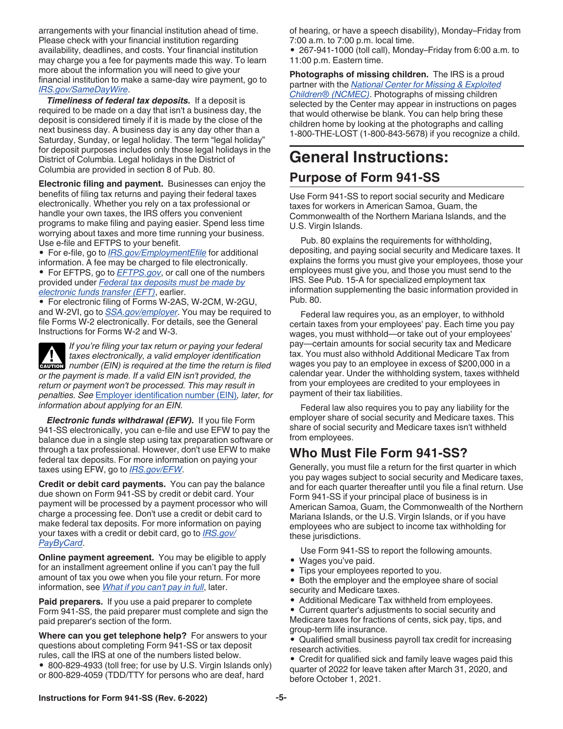arrangements with your financial institution ahead of time. Please check with your financial institution regarding availability, deadlines, and costs. Your financial institution may charge you a fee for payments made this way. To learn more about the information you will need to give your financial institution to make a same-day wire payment, go to *IRS.gov/SameDayWire*.

***Timeliness of federal tax deposits.*** If a deposit is required to be made on a day that isn't a business day, the deposit is considered timely if it is made by the close of the next business day. A business day is any day other than a Saturday, Sunday, or legal holiday. The term "legal holiday" for deposit purposes includes only those legal holidays in the District of Columbia. Legal holidays in the District of Columbia are provided in section 8 of Pub. 80.

**Electronic filing and payment.** Businesses can enjoy the benefits of filing tax returns and paying their federal taxes electronically. Whether you rely on a tax professional or handle your own taxes, the IRS offers you convenient programs to make filing and paying easier. Spend less time worrying about taxes and more time running your business. Use e-file and EFTPS to your benefit.

- For e-file, go to *IRS.gov/EmploymentEfile* for additional information. A fee may be charged to file electronically.
- For EFTPS, go to *EFTPS.gov*, or call one of the numbers provided under *Federal tax deposits must be made by electronic funds transfer (EFT)*, earlier.
- For electronic filing of Forms W-2AS, W-2CM, W-2GU, and W-2VI, go to *SSA.gov/employer*. You may be required to file Forms W-2 electronically. For details, see the General Instructions for Forms W-2 and W-3.

**CAUTION** *If you're filing your tax return or paying your federal taxes electronically, a valid employer identification number (EIN) is required at the time the return is filed or the payment is made. If a valid EIN isn't provided, the return or payment won't be processed. This may result in penalties. See* Employer identification number (EIN)*, later, for information about applying for an EIN.*

***Electronic funds withdrawal (EFW).*** If you file Form 941-SS electronically, you can e-file and use EFW to pay the balance due in a single step using tax preparation software or through a tax professional. However, don't use EFW to make federal tax deposits. For more information on paying your taxes using EFW, go to *IRS.gov/EFW*.

**Credit or debit card payments.** You can pay the balance due shown on Form 941-SS by credit or debit card. Your payment will be processed by a payment processor who will charge a processing fee. Don't use a credit or debit card to make federal tax deposits. For more information on paying your taxes with a credit or debit card, go to *IRS.gov/PayByCard*.

**Online payment agreement.** You may be eligible to apply for an installment agreement online if you can't pay the full amount of tax you owe when you file your return. For more information, see *What if you can't pay in full*, later.

**Paid preparers.** If you use a paid preparer to complete Form 941-SS, the paid preparer must complete and sign the paid preparer's section of the form.

**Where can you get telephone help?** For answers to your questions about completing Form 941-SS or tax deposit rules, call the IRS at one of the numbers listed below.

- 800-829-4933 (toll free; for use by U.S. Virgin Islands only) or 800-829-4059 (TDD/TTY for persons who are deaf, hard of hearing, or have a speech disability), Monday–Friday from 7:00 a.m. to 7:00 p.m. local time.
- 267-941-1000 (toll call), Monday–Friday from 6:00 a.m. to 11:00 p.m. Eastern time.

**Photographs of missing children.** The IRS is a proud partner with the *National Center for Missing & Exploited Children® (NCMEC)*. Photographs of missing children selected by the Center may appear in instructions on pages that would otherwise be blank. You can help bring these children home by looking at the photographs and calling 1-800-THE-LOST (1-800-843-5678) if you recognize a child.

# General Instructions:

## Purpose of Form 941-SS

Use Form 941-SS to report social security and Medicare taxes for workers in American Samoa, Guam, the Commonwealth of the Northern Mariana Islands, and the U.S. Virgin Islands.

Pub. 80 explains the requirements for withholding, depositing, and paying social security and Medicare taxes. It explains the forms you must give your employees, those your employees must give you, and those you must send to the IRS. See Pub. 15-A for specialized employment tax information supplementing the basic information provided in Pub. 80.

Federal law requires you, as an employer, to withhold certain taxes from your employees' pay. Each time you pay wages, you must withhold—or take out of your employees' pay—certain amounts for social security tax and Medicare tax. You must also withhold Additional Medicare Tax from wages you pay to an employee in excess of $200,000 in a calendar year. Under the withholding system, taxes withheld from your employees are credited to your employees in payment of their tax liabilities.

Federal law also requires you to pay any liability for the employer share of social security and Medicare taxes. This share of social security and Medicare taxes isn't withheld from employees.

## Who Must File Form 941-SS?

Generally, you must file a return for the first quarter in which you pay wages subject to social security and Medicare taxes, and for each quarter thereafter until you file a final return. Use Form 941-SS if your principal place of business is in American Samoa, Guam, the Commonwealth of the Northern Mariana Islands, or the U.S. Virgin Islands, or if you have employees who are subject to income tax withholding for these jurisdictions.

Use Form 941-SS to report the following amounts.

- Wages you've paid.
- Tips your employees reported to you.
- Both the employer and the employee share of social security and Medicare taxes.
- Additional Medicare Tax withheld from employees.
- Current quarter's adjustments to social security and Medicare taxes for fractions of cents, sick pay, tips, and group-term life insurance.
- Qualified small business payroll tax credit for increasing research activities.
- Credit for qualified sick and family leave wages paid this quarter of 2022 for leave taken after March 31, 2020, and before October 1, 2021.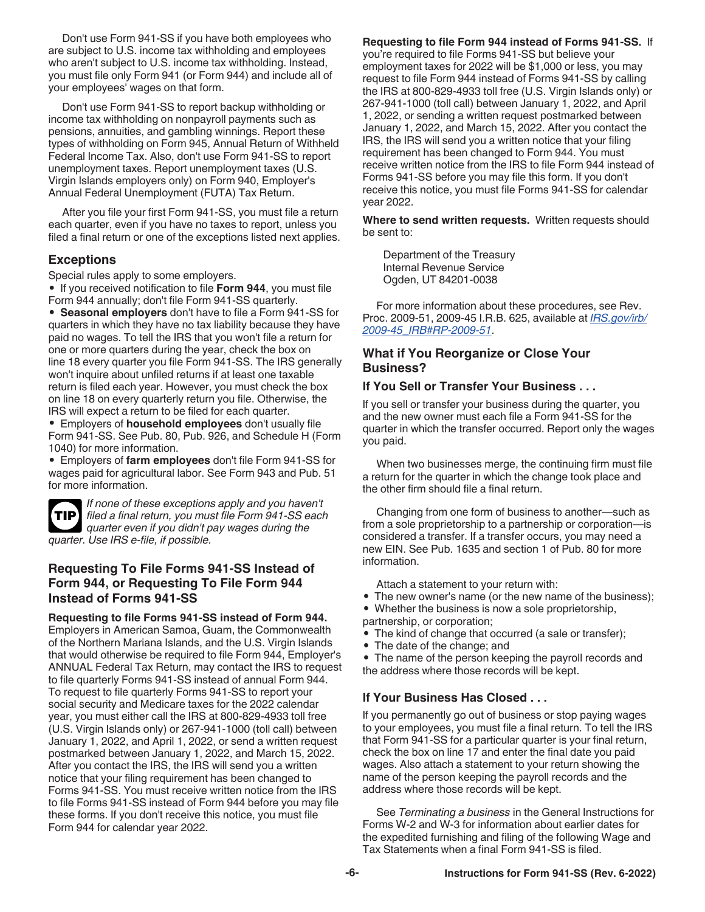Don't use Form 941-SS if you have both employees who are subject to U.S. income tax withholding and employees who aren't subject to U.S. income tax withholding. Instead, you must file only Form 941 (or Form 944) and include all of your employees' wages on that form.

Don't use Form 941-SS to report backup withholding or income tax withholding on nonpayroll payments such as pensions, annuities, and gambling winnings. Report these types of withholding on Form 945, Annual Return of Withheld Federal Income Tax. Also, don't use Form 941-SS to report unemployment taxes. Report unemployment taxes (U.S. Virgin Islands employers only) on Form 940, Employer's Annual Federal Unemployment (FUTA) Tax Return.

After you file your first Form 941-SS, you must file a return each quarter, even if you have no taxes to report, unless you filed a final return or one of the exceptions listed next applies.

### Exceptions

Special rules apply to some employers.

- If you received notification to file **Form 944**, you must file Form 944 annually; don't file Form 941-SS quarterly.
- **Seasonal employers** don't have to file a Form 941-SS for quarters in which they have no tax liability because they have paid no wages. To tell the IRS that you won't file a return for one or more quarters during the year, check the box on line 18 every quarter you file Form 941-SS. The IRS generally won't inquire about unfiled returns if at least one taxable return is filed each year. However, you must check the box on line 18 on every quarterly return you file. Otherwise, the IRS will expect a return to be filed for each quarter.
- Employers of **household employees** don't usually file Form 941-SS. See Pub. 80, Pub. 926, and Schedule H (Form 1040) for more information.
- Employers of **farm employees** don't file Form 941-SS for wages paid for agricultural labor. See Form 943 and Pub. 51 for more information.

**TIP** *If none of these exceptions apply and you haven't filed a final return, you must file Form 941-SS each quarter even if you didn't pay wages during the quarter. Use IRS e-file, if possible.*

### Requesting To File Forms 941-SS Instead of Form 944, or Requesting To File Form 944 Instead of Forms 941-SS

**Requesting to file Forms 941-SS instead of Form 944.** Employers in American Samoa, Guam, the Commonwealth of the Northern Mariana Islands, and the U.S. Virgin Islands that would otherwise be required to file Form 944, Employer's ANNUAL Federal Tax Return, may contact the IRS to request to file quarterly Forms 941-SS instead of annual Form 944. To request to file quarterly Forms 941-SS to report your social security and Medicare taxes for the 2022 calendar year, you must either call the IRS at 800-829-4933 toll free (U.S. Virgin Islands only) or 267-941-1000 (toll call) between January 1, 2022, and April 1, 2022, or send a written request postmarked between January 1, 2022, and March 15, 2022. After you contact the IRS, the IRS will send you a written notice that your filing requirement has been changed to Forms 941-SS. You must receive written notice from the IRS to file Forms 941-SS instead of Form 944 before you may file these forms. If you don't receive this notice, you must file Form 944 for calendar year 2022.

**Requesting to file Form 944 instead of Forms 941-SS.** If you're required to file Forms 941-SS but believe your employment taxes for 2022 will be $1,000 or less, you may request to file Form 944 instead of Forms 941-SS by calling the IRS at 800-829-4933 toll free (U.S. Virgin Islands only) or 267-941-1000 (toll call) between January 1, 2022, and April 1, 2022, or sending a written request postmarked between January 1, 2022, and March 15, 2022. After you contact the IRS, the IRS will send you a written notice that your filing requirement has been changed to Form 944. You must receive written notice from the IRS to file Form 944 instead of Forms 941-SS before you may file this form. If you don't receive this notice, you must file Forms 941-SS for calendar year 2022.

**Where to send written requests.** Written requests should be sent to:

Department of the Treasury
Internal Revenue Service
Ogden, UT 84201-0038

For more information about these procedures, see Rev. Proc. 2009-51, 2009-45 I.R.B. 625, available at *IRS.gov/irb/2009-45_IRB#RP-2009-51*.

### What if You Reorganize or Close Your Business?

#### If You Sell or Transfer Your Business . . .

If you sell or transfer your business during the quarter, you and the new owner must each file a Form 941-SS for the quarter in which the transfer occurred. Report only the wages you paid.

When two businesses merge, the continuing firm must file a return for the quarter in which the change took place and the other firm should file a final return.

Changing from one form of business to another—such as from a sole proprietorship to a partnership or corporation—is considered a transfer. If a transfer occurs, you may need a new EIN. See Pub. 1635 and section 1 of Pub. 80 for more information.

Attach a statement to your return with:

- The new owner's name (or the new name of the business);
- Whether the business is now a sole proprietorship, partnership, or corporation;
- The kind of change that occurred (a sale or transfer);
- The date of the change; and
- The name of the person keeping the payroll records and the address where those records will be kept.

#### If Your Business Has Closed . . .

If you permanently go out of business or stop paying wages to your employees, you must file a final return. To tell the IRS that Form 941-SS for a particular quarter is your final return, check the box on line 17 and enter the final date you paid wages. Also attach a statement to your return showing the name of the person keeping the payroll records and the address where those records will be kept.

See *Terminating a business* in the General Instructions for Forms W-2 and W-3 for information about earlier dates for the expedited furnishing and filing of the following Wage and Tax Statements when a final Form 941-SS is filed.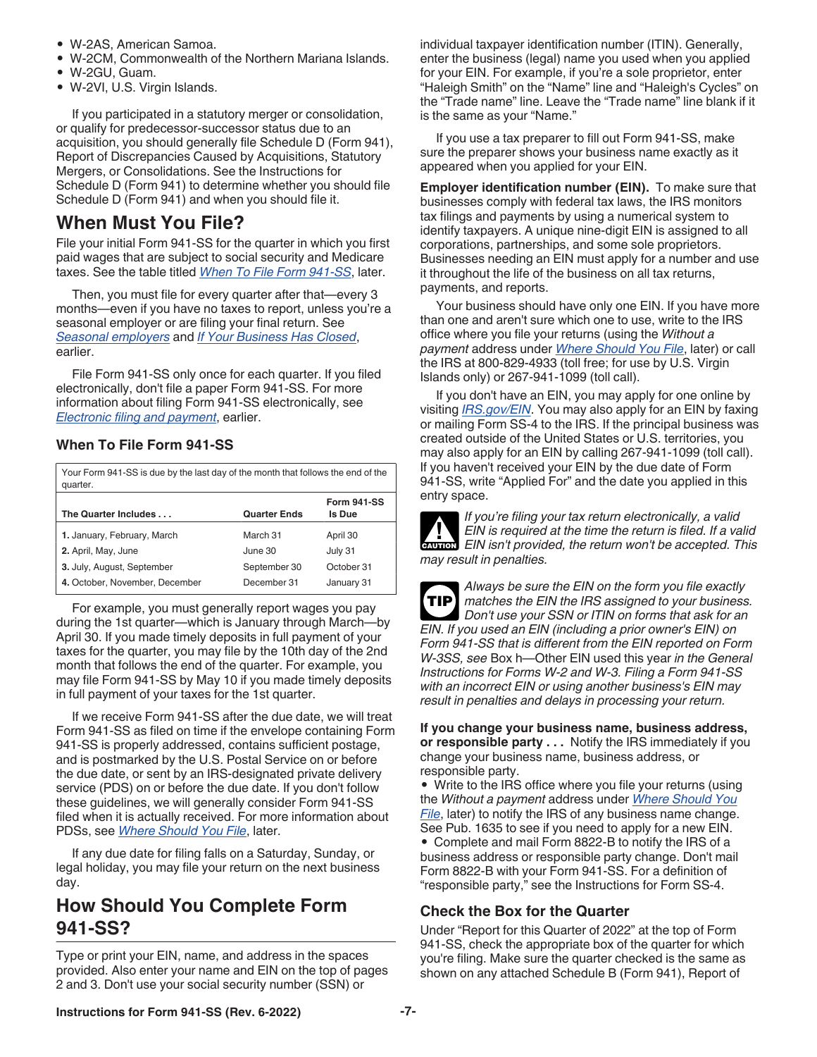- W-2AS, American Samoa.
- W-2CM, Commonwealth of the Northern Mariana Islands.
- W-2GU, Guam.
- W-2VI, U.S. Virgin Islands.

If you participated in a statutory merger or consolidation, or qualify for predecessor-successor status due to an acquisition, you should generally file Schedule D (Form 941), Report of Discrepancies Caused by Acquisitions, Statutory Mergers, or Consolidations. See the Instructions for Schedule D (Form 941) to determine whether you should file Schedule D (Form 941) and when you should file it.

## When Must You File?

File your initial Form 941-SS for the quarter in which you first paid wages that are subject to social security and Medicare taxes. See the table titled *When To File Form 941-SS*, later.

Then, you must file for every quarter after that—every 3 months—even if you have no taxes to report, unless you're a seasonal employer or are filing your final return. See *Seasonal employers* and *If Your Business Has Closed*, earlier.

File Form 941-SS only once for each quarter. If you filed electronically, don't file a paper Form 941-SS. For more information about filing Form 941-SS electronically, see *Electronic filing and payment*, earlier.

### When To File Form 941-SS

Your Form 941-SS is due by the last day of the month that follows the end of the quarter.

| The Quarter Includes . . . | Quarter Ends | Form 941-SS Is Due |
|---|---|---|
| 1. January, February, March | March 31 | April 30 |
| 2. April, May, June | June 30 | July 31 |
| 3. July, August, September | September 30 | October 31 |
| 4. October, November, December | December 31 | January 31 |

For example, you must generally report wages you pay during the 1st quarter—which is January through March—by April 30. If you made timely deposits in full payment of your taxes for the quarter, you may file by the 10th day of the 2nd month that follows the end of the quarter. For example, you may file Form 941-SS by May 10 if you made timely deposits in full payment of your taxes for the 1st quarter.

If we receive Form 941-SS after the due date, we will treat Form 941-SS as filed on time if the envelope containing Form 941-SS is properly addressed, contains sufficient postage, and is postmarked by the U.S. Postal Service on or before the due date, or sent by an IRS-designated private delivery service (PDS) on or before the due date. If you don't follow these guidelines, we will generally consider Form 941-SS filed when it is actually received. For more information about PDSs, see *Where Should You File*, later.

If any due date for filing falls on a Saturday, Sunday, or legal holiday, you may file your return on the next business day.

## How Should You Complete Form 941-SS?

Type or print your EIN, name, and address in the spaces provided. Also enter your name and EIN on the top of pages 2 and 3. Don't use your social security number (SSN) or individual taxpayer identification number (ITIN). Generally, enter the business (legal) name you used when you applied for your EIN. For example, if you're a sole proprietor, enter "Haleigh Smith" on the "Name" line and "Haleigh's Cycles" on the "Trade name" line. Leave the "Trade name" line blank if it is the same as your "Name."

If you use a tax preparer to fill out Form 941-SS, make sure the preparer shows your business name exactly as it appeared when you applied for your EIN.

**Employer identification number (EIN).** To make sure that businesses comply with federal tax laws, the IRS monitors tax filings and payments by using a numerical system to identify taxpayers. A unique nine-digit EIN is assigned to all corporations, partnerships, and some sole proprietors. Businesses needing an EIN must apply for a number and use it throughout the life of the business on all tax returns, payments, and reports.

Your business should have only one EIN. If you have more than one and aren't sure which one to use, write to the IRS office where you file your returns (using the *Without a payment* address under *Where Should You File*, later) or call the IRS at 800-829-4933 (toll free; for use by U.S. Virgin Islands only) or 267-941-1099 (toll call).

If you don't have an EIN, you may apply for one online by visiting *IRS.gov/EIN*. You may also apply for an EIN by faxing or mailing Form SS-4 to the IRS. If the principal business was created outside of the United States or U.S. territories, you may also apply for an EIN by calling 267-941-1099 (toll call). If you haven't received your EIN by the due date of Form 941-SS, write "Applied For" and the date you applied in this entry space.

**CAUTION** *If you're filing your tax return electronically, a valid EIN is required at the time the return is filed. If a valid EIN isn't provided, the return won't be accepted. This may result in penalties.*

**TIP** *Always be sure the EIN on the form you file exactly matches the EIN the IRS assigned to your business. Don't use your SSN or ITIN on forms that ask for an EIN. If you used an EIN (including a prior owner's EIN) on Form 941-SS that is different from the EIN reported on Form W-3SS, see* Box h—Other EIN used this year *in the General Instructions for Forms W-2 and W-3. Filing a Form 941-SS with an incorrect EIN or using another business's EIN may result in penalties and delays in processing your return.*

**If you change your business name, business address, or responsible party . . .** Notify the IRS immediately if you change your business name, business address, or responsible party.

- Write to the IRS office where you file your returns (using the *Without a payment* address under *Where Should You File*, later) to notify the IRS of any business name change. See Pub. 1635 to see if you need to apply for a new EIN.
- Complete and mail Form 8822-B to notify the IRS of a business address or responsible party change. Don't mail Form 8822-B with your Form 941-SS. For a definition of "responsible party," see the Instructions for Form SS-4.

### Check the Box for the Quarter

Under "Report for this Quarter of 2022" at the top of Form 941-SS, check the appropriate box of the quarter for which you're filing. Make sure the quarter checked is the same as shown on any attached Schedule B (Form 941), Report of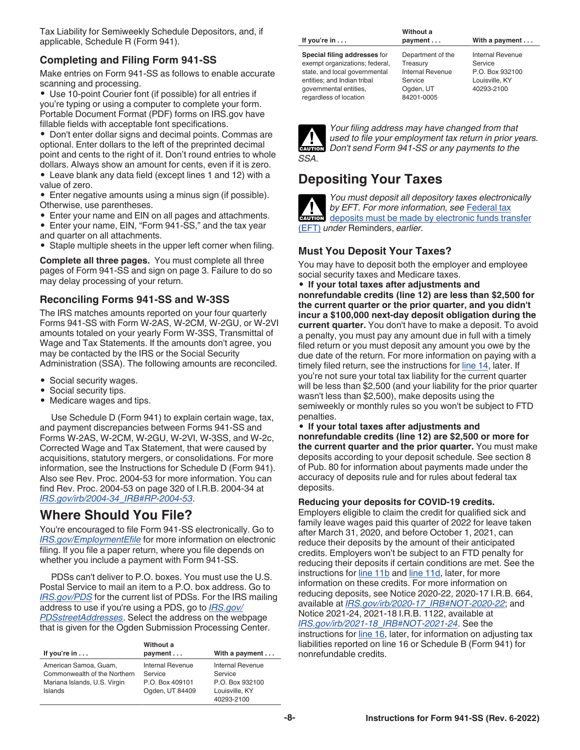Tax Liability for Semiweekly Schedule Depositors, and, if applicable, Schedule R (Form 941).

### Completing and Filing Form 941-SS

Make entries on Form 941-SS as follows to enable accurate scanning and processing.

- Use 10-point Courier font (if possible) for all entries if you're typing or using a computer to complete your form. Portable Document Format (PDF) forms on IRS.gov have fillable fields with acceptable font specifications.
- Don't enter dollar signs and decimal points. Commas are optional. Enter dollars to the left of the preprinted decimal point and cents to the right of it. Don't round entries to whole dollars. Always show an amount for cents, even if it is zero.
- Leave blank any data field (except lines 1 and 12) with a value of zero.
- Enter negative amounts using a minus sign (if possible). Otherwise, use parentheses.
- Enter your name and EIN on all pages and attachments.
- Enter your name, EIN, "Form 941-SS," and the tax year and quarter on all attachments.
- Staple multiple sheets in the upper left corner when filing.

**Complete all three pages.** You must complete all three pages of Form 941-SS and sign on page 3. Failure to do so may delay processing of your return.

### Reconciling Forms 941-SS and W-3SS

The IRS matches amounts reported on your four quarterly Forms 941-SS with Form W-2AS, W-2CM, W-2GU, or W-2VI amounts totaled on your yearly Form W-3SS, Transmittal of Wage and Tax Statements. If the amounts don't agree, you may be contacted by the IRS or the Social Security Administration (SSA). The following amounts are reconciled.

- Social security wages.
- Social security tips.
- Medicare wages and tips.

Use Schedule D (Form 941) to explain certain wage, tax, and payment discrepancies between Forms 941-SS and Forms W-2AS, W-2CM, W-2GU, W-2VI, W-3SS, and W-2c, Corrected Wage and Tax Statement, that were caused by acquisitions, statutory mergers, or consolidations. For more information, see the Instructions for Schedule D (Form 941). Also see Rev. Proc. 2004-53 for more information. You can find Rev. Proc. 2004-53 on page 320 of I.R.B. 2004-34 at *IRS.gov/irb/2004-34_IRB#RP-2004-53*.

## Where Should You File?

You're encouraged to file Form 941-SS electronically. Go to *IRS.gov/EmploymentEfile* for more information on electronic filing. If you file a paper return, where you file depends on whether you include a payment with Form 941-SS.

PDSs can't deliver to P.O. boxes. You must use the U.S. Postal Service to mail an item to a P.O. box address. Go to *IRS.gov/PDS* for the current list of PDSs. For the IRS mailing address to use if you're using a PDS, go to *IRS.gov/PDSstreetAddresses*. Select the address on the webpage that is given for the Ogden Submission Processing Center.

| If you're in . . . | Without a payment . . . | With a payment . . . |
|---|---|---|
| American Samoa, Guam, Commonwealth of the Northern Mariana Islands, U.S. Virgin Islands | Internal Revenue Service P.O. Box 409101 Ogden, UT 84409 | Internal Revenue Service P.O. Box 932100 Louisville, KY 40293-2100 |
| **Special filing addresses** for exempt organizations; federal, state, and local governmental entities; and Indian tribal governmental entities, regardless of location | Department of the Treasury Internal Revenue Service Ogden, UT 84201-0005 | Internal Revenue Service P.O. Box 932100 Louisville, KY 40293-2100 |

CAUTION: *Your filing address may have changed from that used to file your employment tax return in prior years. Don't send Form 941-SS or any payments to the SSA.*

## Depositing Your Taxes

CAUTION: *You must deposit all depository taxes electronically by EFT. For more information, see* Federal tax deposits must be made by electronic funds transfer (EFT) *under* Reminders, *earlier.*

### Must You Deposit Your Taxes?

You may have to deposit both the employer and employee social security taxes and Medicare taxes.

- **If your total taxes after adjustments and nonrefundable credits (line 12) are less than $2,500 for the current quarter or the prior quarter, and you didn't incur a $100,000 next-day deposit obligation during the current quarter.** You don't have to make a deposit. To avoid a penalty, you must pay any amount due in full with a timely filed return or you must deposit any amount you owe by the due date of the return. For more information on paying with a timely filed return, see the instructions for line 14, later. If you're not sure your total tax liability for the current quarter will be less than $2,500 (and your liability for the prior quarter wasn't less than $2,500), make deposits using the semiweekly or monthly rules so you won't be subject to FTD penalties.
- **If your total taxes after adjustments and nonrefundable credits (line 12) are $2,500 or more for the current quarter and the prior quarter.** You must make deposits according to your deposit schedule. See section 8 of Pub. 80 for information about payments made under the accuracy of deposits rule and for rules about federal tax deposits.

**Reducing your deposits for COVID-19 credits.** Employers eligible to claim the credit for qualified sick and family leave wages paid this quarter of 2022 for leave taken after March 31, 2020, and before October 1, 2021, can reduce their deposits by the amount of their anticipated credits. Employers won't be subject to an FTD penalty for reducing their deposits if certain conditions are met. See the instructions for line 11b and line 11d, later, for more information on these credits. For more information on reducing deposits, see Notice 2020-22, 2020-17 I.R.B. 664, available at *IRS.gov/irb/2020-17_IRB#NOT-2020-22*; and Notice 2021-24, 2021-18 I.R.B. 1122, available at *IRS.gov/irb/2021-18_IRB#NOT-2021-24*. See the instructions for line 16, later, for information on adjusting tax liabilities reported on line 16 or Schedule B (Form 941) for nonrefundable credits.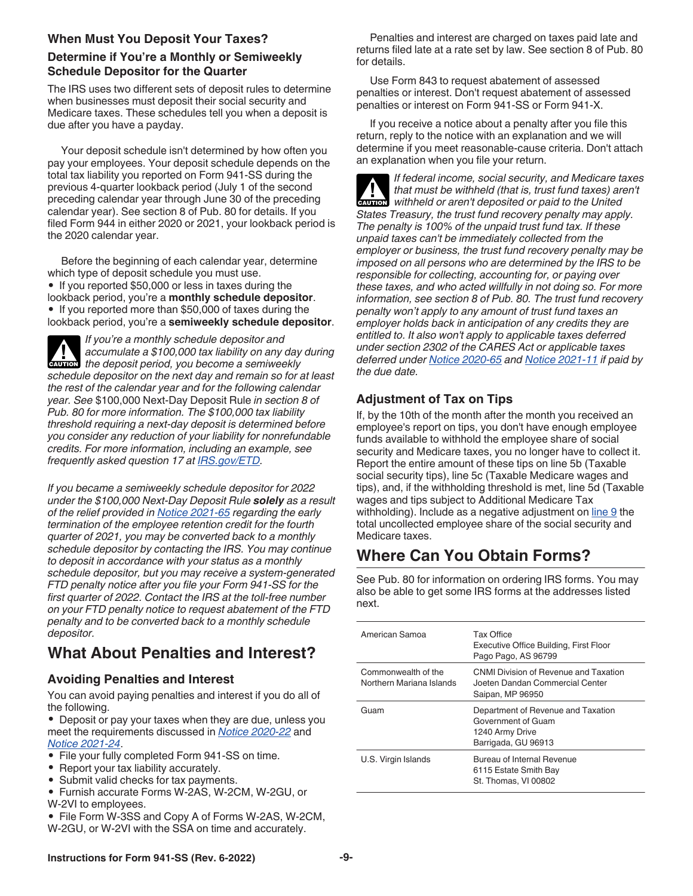## When Must You Deposit Your Taxes?

### Determine if You're a Monthly or Semiweekly Schedule Depositor for the Quarter

The IRS uses two different sets of deposit rules to determine when businesses must deposit their social security and Medicare taxes. These schedules tell you when a deposit is due after you have a payday.

Your deposit schedule isn't determined by how often you pay your employees. Your deposit schedule depends on the total tax liability you reported on Form 941-SS during the previous 4-quarter lookback period (July 1 of the second preceding calendar year through June 30 of the preceding calendar year). See section 8 of Pub. 80 for details. If you filed Form 944 in either 2020 or 2021, your lookback period is the 2020 calendar year.

Before the beginning of each calendar year, determine which type of deposit schedule you must use.

- If you reported $50,000 or less in taxes during the lookback period, you're a **monthly schedule depositor**.
- If you reported more than $50,000 of taxes during the lookback period, you're a **semiweekly schedule depositor**.

CAUTION: *If you're a monthly schedule depositor and accumulate a $100,000 tax liability on any day during the deposit period, you become a semiweekly schedule depositor on the next day and remain so for at least the rest of the calendar year and for the following calendar year. See* $100,000 Next-Day Deposit Rule *in section 8 of Pub. 80 for more information. The $100,000 tax liability threshold requiring a next-day deposit is determined before you consider any reduction of your liability for nonrefundable credits. For more information, including an example, see frequently asked question 17 at IRS.gov/ETD.*

*If you became a semiweekly schedule depositor for 2022 under the $100,000 Next-Day Deposit Rule **solely** as a result of the relief provided in Notice 2021-65 regarding the early termination of the employee retention credit for the fourth quarter of 2021, you may be converted back to a monthly schedule depositor by contacting the IRS. You may continue to deposit in accordance with your status as a monthly schedule depositor, but you may receive a system-generated FTD penalty notice after you file your Form 941-SS for the first quarter of 2022. Contact the IRS at the toll-free number on your FTD penalty notice to request abatement of the FTD penalty and to be converted back to a monthly schedule depositor.*

## What About Penalties and Interest?

### Avoiding Penalties and Interest

You can avoid paying penalties and interest if you do all of the following.

- Deposit or pay your taxes when they are due, unless you meet the requirements discussed in *Notice 2020-22* and *Notice 2021-24*.
- File your fully completed Form 941-SS on time.
- Report your tax liability accurately.
- Submit valid checks for tax payments.
- Furnish accurate Forms W-2AS, W-2CM, W-2GU, or W-2VI to employees.
- File Form W-3SS and Copy A of Forms W-2AS, W-2CM, W-2GU, or W-2VI with the SSA on time and accurately.

Penalties and interest are charged on taxes paid late and returns filed late at a rate set by law. See section 8 of Pub. 80 for details.

Use Form 843 to request abatement of assessed penalties or interest. Don't request abatement of assessed penalties or interest on Form 941-SS or Form 941-X.

If you receive a notice about a penalty after you file this return, reply to the notice with an explanation and we will determine if you meet reasonable-cause criteria. Don't attach an explanation when you file your return.

CAUTION: *If federal income, social security, and Medicare taxes that must be withheld (that is, trust fund taxes) aren't withheld or aren't deposited or paid to the United States Treasury, the trust fund recovery penalty may apply. The penalty is 100% of the unpaid trust fund tax. If these unpaid taxes can't be immediately collected from the employer or business, the trust fund recovery penalty may be imposed on all persons who are determined by the IRS to be responsible for collecting, accounting for, or paying over these taxes, and who acted willfully in not doing so. For more information, see section 8 of Pub. 80. The trust fund recovery penalty won't apply to any amount of trust fund taxes an employer holds back in anticipation of any credits they are entitled to. It also won't apply to applicable taxes deferred under section 2302 of the CARES Act or applicable taxes deferred under Notice 2020-65 and Notice 2021-11 if paid by the due date.*

### Adjustment of Tax on Tips

If, by the 10th of the month after the month you received an employee's report on tips, you don't have enough employee funds available to withhold the employee share of social security and Medicare taxes, you no longer have to collect it. Report the entire amount of these tips on line 5b (Taxable social security tips), line 5c (Taxable Medicare wages and tips), and, if the withholding threshold is met, line 5d (Taxable wages and tips subject to Additional Medicare Tax withholding). Include as a negative adjustment on line 9 the total uncollected employee share of the social security and Medicare taxes.

## Where Can You Obtain Forms?

See Pub. 80 for information on ordering IRS forms. You may also be able to get some IRS forms at the addresses listed next.

| | |
|---|---|
| American Samoa | Tax Office<br>Executive Office Building, First Floor<br>Pago Pago, AS 96799 |
| Commonwealth of the Northern Mariana Islands | CNMI Division of Revenue and Taxation<br>Joeten Dandan Commercial Center<br>Saipan, MP 96950 |
| Guam | Department of Revenue and Taxation<br>Government of Guam<br>1240 Army Drive<br>Barrigada, GU 96913 |
| U.S. Virgin Islands | Bureau of Internal Revenue<br>6115 Estate Smith Bay<br>St. Thomas, VI 00802 |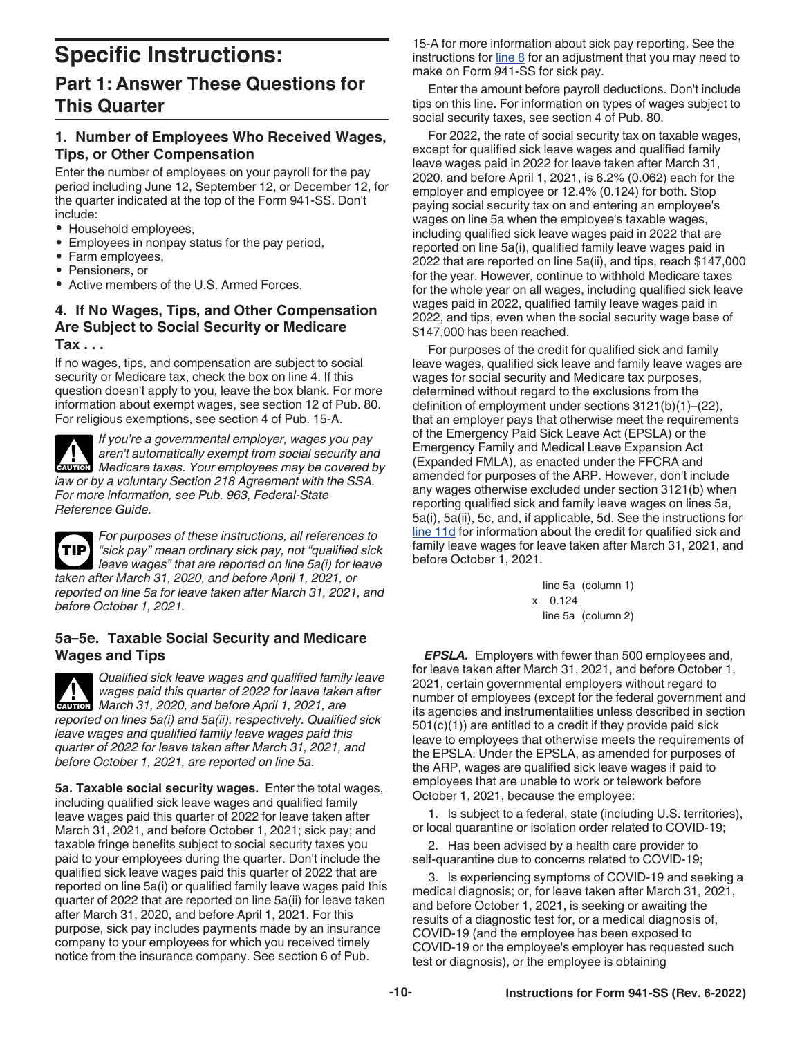# Specific Instructions:

## Part 1: Answer These Questions for This Quarter

### 1. Number of Employees Who Received Wages, Tips, or Other Compensation

Enter the number of employees on your payroll for the pay period including June 12, September 12, or December 12, for the quarter indicated at the top of the Form 941-SS. Don't include:

- Household employees,
- Employees in nonpay status for the pay period,
- Farm employees,
- Pensioners, or
- Active members of the U.S. Armed Forces.

### 4. If No Wages, Tips, and Other Compensation Are Subject to Social Security or Medicare Tax . . .

If no wages, tips, and compensation are subject to social security or Medicare tax, check the box on line 4. If this question doesn't apply to you, leave the box blank. For more information about exempt wages, see section 12 of Pub. 80. For religious exemptions, see section 4 of Pub. 15-A.

**CAUTION** *If you're a governmental employer, wages you pay aren't automatically exempt from social security and Medicare taxes. Your employees may be covered by law or by a voluntary Section 218 Agreement with the SSA. For more information, see Pub. 963, Federal-State Reference Guide.*

**TIP** *For purposes of these instructions, all references to "sick pay" mean ordinary sick pay, not "qualified sick leave wages" that are reported on line 5a(i) for leave taken after March 31, 2020, and before April 1, 2021, or reported on line 5a for leave taken after March 31, 2021, and before October 1, 2021.*

### 5a–5e. Taxable Social Security and Medicare Wages and Tips

**CAUTION** *Qualified sick leave wages and qualified family leave wages paid this quarter of 2022 for leave taken after March 31, 2020, and before April 1, 2021, are reported on lines 5a(i) and 5a(ii), respectively. Qualified sick leave wages and qualified family leave wages paid this quarter of 2022 for leave taken after March 31, 2021, and before October 1, 2021, are reported on line 5a.*

**5a. Taxable social security wages.** Enter the total wages, including qualified sick leave wages and qualified family leave wages paid this quarter of 2022 for leave taken after March 31, 2021, and before October 1, 2021; sick pay; and taxable fringe benefits subject to social security taxes you paid to your employees during the quarter. Don't include the qualified sick leave wages paid this quarter of 2022 that are reported on line 5a(i) or qualified family leave wages paid this quarter of 2022 that are reported on line 5a(ii) for leave taken after March 31, 2020, and before April 1, 2021. For this purpose, sick pay includes payments made by an insurance company to your employees for which you received timely notice from the insurance company. See section 6 of Pub. 15-A for more information about sick pay reporting. See the instructions for line 8 for an adjustment that you may need to make on Form 941-SS for sick pay.

Enter the amount before payroll deductions. Don't include tips on this line. For information on types of wages subject to social security taxes, see section 4 of Pub. 80.

For 2022, the rate of social security tax on taxable wages, except for qualified sick leave wages and qualified family leave wages paid in 2022 for leave taken after March 31, 2020, and before April 1, 2021, is 6.2% (0.062) each for the employer and employee or 12.4% (0.124) for both. Stop paying social security tax on and entering an employee's wages on line 5a when the employee's taxable wages, including qualified sick leave wages paid in 2022 that are reported on line 5a(i), qualified family leave wages paid in 2022 that are reported on line 5a(ii), and tips, reach $147,000 for the year. However, continue to withhold Medicare taxes for the whole year on all wages, including qualified sick leave wages paid in 2022, qualified family leave wages paid in 2022, and tips, even when the social security wage base of $147,000 has been reached.

For purposes of the credit for qualified sick and family leave wages, qualified sick leave and family leave wages are wages for social security and Medicare tax purposes, determined without regard to the exclusions from the definition of employment under sections 3121(b)(1)–(22), that an employer pays that otherwise meet the requirements of the Emergency Paid Sick Leave Act (EPSLA) or the Emergency Family and Medical Leave Expansion Act (Expanded FMLA), as enacted under the FFCRA and amended for purposes of the ARP. However, don't include any wages otherwise excluded under section 3121(b) when reporting qualified sick and family leave wages on lines 5a, 5a(i), 5a(ii), 5c, and, if applicable, 5d. See the instructions for line 11d for information about the credit for qualified sick and family leave wages for leave taken after March 31, 2021, and before October 1, 2021.

```
    line 5a  (column 1)
x   0.124
    line 5a  (column 2)
```

***EPSLA.*** Employers with fewer than 500 employees and, for leave taken after March 31, 2021, and before October 1, 2021, certain governmental employers without regard to number of employees (except for the federal government and its agencies and instrumentalities unless described in section 501(c)(1)) are entitled to a credit if they provide paid sick leave to employees that otherwise meets the requirements of the EPSLA. Under the EPSLA, as amended for purposes of the ARP, wages are qualified sick leave wages if paid to employees that are unable to work or telework before October 1, 2021, because the employee:

1. Is subject to a federal, state (including U.S. territories), or local quarantine or isolation order related to COVID-19;
2. Has been advised by a health care provider to self-quarantine due to concerns related to COVID-19;
3. Is experiencing symptoms of COVID-19 and seeking a medical diagnosis; or, for leave taken after March 31, 2021, and before October 1, 2021, is seeking or awaiting the results of a diagnostic test for, or a medical diagnosis of, COVID-19 (and the employee has been exposed to COVID-19 or the employee's employer has requested such test or diagnosis), or the employee is obtaining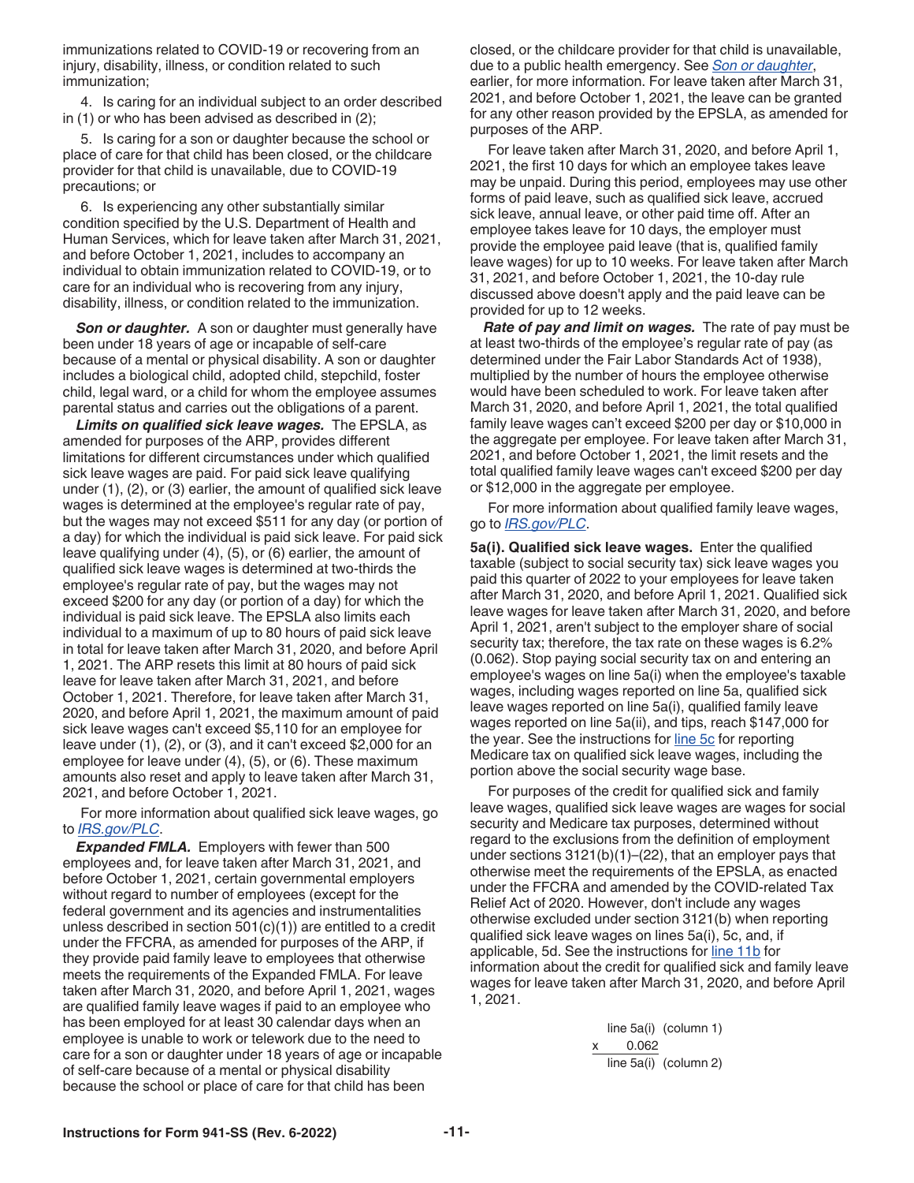immunizations related to COVID-19 or recovering from an injury, disability, illness, or condition related to such immunization;

4. Is caring for an individual subject to an order described in (1) or who has been advised as described in (2);

5. Is caring for a son or daughter because the school or place of care for that child has been closed, or the childcare provider for that child is unavailable, due to COVID-19 precautions; or

6. Is experiencing any other substantially similar condition specified by the U.S. Department of Health and Human Services, which for leave taken after March 31, 2021, and before October 1, 2021, includes to accompany an individual to obtain immunization related to COVID-19, or to care for an individual who is recovering from any injury, disability, illness, or condition related to the immunization.

***Son or daughter.*** A son or daughter must generally have been under 18 years of age or incapable of self-care because of a mental or physical disability. A son or daughter includes a biological child, adopted child, stepchild, foster child, legal ward, or a child for whom the employee assumes parental status and carries out the obligations of a parent.

***Limits on qualified sick leave wages.*** The EPSLA, as amended for purposes of the ARP, provides different limitations for different circumstances under which qualified sick leave wages are paid. For paid sick leave qualifying under (1), (2), or (3) earlier, the amount of qualified sick leave wages is determined at the employee's regular rate of pay, but the wages may not exceed $511 for any day (or portion of a day) for which the individual is paid sick leave. For paid sick leave qualifying under (4), (5), or (6) earlier, the amount of qualified sick leave wages is determined at two-thirds the employee's regular rate of pay, but the wages may not exceed $200 for any day (or portion of a day) for which the individual is paid sick leave. The EPSLA also limits each individual to a maximum of up to 80 hours of paid sick leave in total for leave taken after March 31, 2020, and before April 1, 2021. The ARP resets this limit at 80 hours of paid sick leave for leave taken after March 31, 2021, and before October 1, 2021. Therefore, for leave taken after March 31, 2020, and before April 1, 2021, the maximum amount of paid sick leave wages can't exceed $5,110 for an employee for leave under (1), (2), or (3), and it can't exceed $2,000 for an employee for leave under (4), (5), or (6). These maximum amounts also reset and apply to leave taken after March 31, 2021, and before October 1, 2021.

For more information about qualified sick leave wages, go to *IRS.gov/PLC*.

***Expanded FMLA.*** Employers with fewer than 500 employees and, for leave taken after March 31, 2021, and before October 1, 2021, certain governmental employers without regard to number of employees (except for the federal government and its agencies and instrumentalities unless described in section 501(c)(1)) are entitled to a credit under the FFCRA, as amended for purposes of the ARP, if they provide paid family leave to employees that otherwise meets the requirements of the Expanded FMLA. For leave taken after March 31, 2020, and before April 1, 2021, wages are qualified family leave wages if paid to an employee who has been employed for at least 30 calendar days when an employee is unable to work or telework due to the need to care for a son or daughter under 18 years of age or incapable of self-care because of a mental or physical disability because the school or place of care for that child has been closed, or the childcare provider for that child is unavailable, due to a public health emergency. See *Son or daughter*, earlier, for more information. For leave taken after March 31, 2021, and before October 1, 2021, the leave can be granted for any other reason provided by the EPSLA, as amended for purposes of the ARP.

For leave taken after March 31, 2020, and before April 1, 2021, the first 10 days for which an employee takes leave may be unpaid. During this period, employees may use other forms of paid leave, such as qualified sick leave, accrued sick leave, annual leave, or other paid time off. After an employee takes leave for 10 days, the employer must provide the employee paid leave (that is, qualified family leave wages) for up to 10 weeks. For leave taken after March 31, 2021, and before October 1, 2021, the 10-day rule discussed above doesn't apply and the paid leave can be provided for up to 12 weeks.

***Rate of pay and limit on wages.*** The rate of pay must be at least two-thirds of the employee's regular rate of pay (as determined under the Fair Labor Standards Act of 1938), multiplied by the number of hours the employee otherwise would have been scheduled to work. For leave taken after March 31, 2020, and before April 1, 2021, the total qualified family leave wages can't exceed $200 per day or $10,000 in the aggregate per employee. For leave taken after March 31, 2021, and before October 1, 2021, the limit resets and the total qualified family leave wages can't exceed $200 per day or $12,000 in the aggregate per employee.

For more information about qualified family leave wages, go to *IRS.gov/PLC*.

**5a(i). Qualified sick leave wages.** Enter the qualified taxable (subject to social security tax) sick leave wages you paid this quarter of 2022 to your employees for leave taken after March 31, 2020, and before April 1, 2021. Qualified sick leave wages for leave taken after March 31, 2020, and before April 1, 2021, aren't subject to the employer share of social security tax; therefore, the tax rate on these wages is 6.2% (0.062). Stop paying social security tax on and entering an employee's wages on line 5a(i) when the employee's taxable wages, including wages reported on line 5a, qualified sick leave wages reported on line 5a(i), qualified family leave wages reported on line 5a(ii), and tips, reach $147,000 for the year. See the instructions for line 5c for reporting Medicare tax on qualified sick leave wages, including the portion above the social security wage base.

For purposes of the credit for qualified sick and family leave wages, qualified sick leave wages are wages for social security and Medicare tax purposes, determined without regard to the exclusions from the definition of employment under sections 3121(b)(1)–(22), that an employer pays that otherwise meet the requirements of the EPSLA, as enacted under the FFCRA and amended by the COVID-related Tax Relief Act of 2020. However, don't include any wages otherwise excluded under section 3121(b) when reporting qualified sick leave wages on lines 5a(i), 5c, and, if applicable, 5d. See the instructions for line 11b for information about the credit for qualified sick and family leave wages for leave taken after March 31, 2020, and before April 1, 2021.

```
    line 5a(i)  (column 1)
x       0.062
    line 5a(i)  (column 2)
```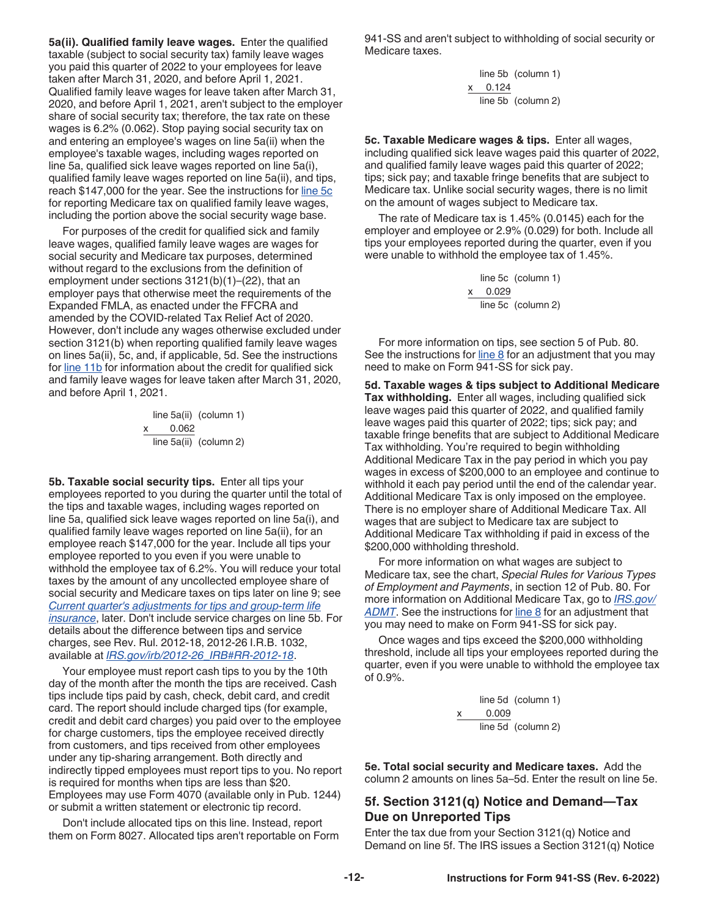**5a(ii). Qualified family leave wages.** Enter the qualified taxable (subject to social security tax) family leave wages you paid this quarter of 2022 to your employees for leave taken after March 31, 2020, and before April 1, 2021. Qualified family leave wages for leave taken after March 31, 2020, and before April 1, 2021, aren't subject to the employer share of social security tax; therefore, the tax rate on these wages is 6.2% (0.062). Stop paying social security tax on and entering an employee's wages on line 5a(ii) when the employee's taxable wages, including wages reported on line 5a, qualified sick leave wages reported on line 5a(i), qualified family leave wages reported on line 5a(ii), and tips, reach $147,000 for the year. See the instructions for line 5c for reporting Medicare tax on qualified family leave wages, including the portion above the social security wage base.

For purposes of the credit for qualified sick and family leave wages, qualified family leave wages are wages for social security and Medicare tax purposes, determined without regard to the exclusions from the definition of employment under sections 3121(b)(1)–(22), that an employer pays that otherwise meet the requirements of the Expanded FMLA, as enacted under the FFCRA and amended by the COVID-related Tax Relief Act of 2020. However, don't include any wages otherwise excluded under section 3121(b) when reporting qualified family leave wages on lines 5a(ii), 5c, and, if applicable, 5d. See the instructions for line 11b for information about the credit for qualified sick and family leave wages for leave taken after March 31, 2020, and before April 1, 2021.

```
    line 5a(ii)  (column 1)
x       0.062
    line 5a(ii)  (column 2)
```

**5b. Taxable social security tips.** Enter all tips your employees reported to you during the quarter until the total of the tips and taxable wages, including wages reported on line 5a, qualified sick leave wages reported on line 5a(i), and qualified family leave wages reported on line 5a(ii), for an employee reach $147,000 for the year. Include all tips your employee reported to you even if you were unable to withhold the employee tax of 6.2%. You will reduce your total taxes by the amount of any uncollected employee share of social security and Medicare taxes on tips later on line 9; see *Current quarter's adjustments for tips and group-term life insurance*, later. Don't include service charges on line 5b. For details about the difference between tips and service charges, see Rev. Rul. 2012-18, 2012-26 I.R.B. 1032, available at *IRS.gov/irb/2012-26_IRB#RR-2012-18*.

Your employee must report cash tips to you by the 10th day of the month after the month the tips are received. Cash tips include tips paid by cash, check, debit card, and credit card. The report should include charged tips (for example, credit and debit card charges) you paid over to the employee for charge customers, tips the employee received directly from customers, and tips received from other employees under any tip-sharing arrangement. Both directly and indirectly tipped employees must report tips to you. No report is required for months when tips are less than $20. Employees may use Form 4070 (available only in Pub. 1244) or submit a written statement or electronic tip record.

Don't include allocated tips on this line. Instead, report them on Form 8027. Allocated tips aren't reportable on Form 941-SS and aren't subject to withholding of social security or Medicare taxes.

```
    line 5b  (column 1)
x     0.124
    line 5b  (column 2)
```

**5c. Taxable Medicare wages & tips.** Enter all wages, including qualified sick leave wages paid this quarter of 2022, and qualified family leave wages paid this quarter of 2022; tips; sick pay; and taxable fringe benefits that are subject to Medicare tax. Unlike social security wages, there is no limit on the amount of wages subject to Medicare tax.

The rate of Medicare tax is 1.45% (0.0145) each for the employer and employee or 2.9% (0.029) for both. Include all tips your employees reported during the quarter, even if you were unable to withhold the employee tax of 1.45%.

```
    line 5c  (column 1)
x     0.029
    line 5c  (column 2)
```

For more information on tips, see section 5 of Pub. 80. See the instructions for line 8 for an adjustment that you may need to make on Form 941-SS for sick pay.

**5d. Taxable wages & tips subject to Additional Medicare Tax withholding.** Enter all wages, including qualified sick leave wages paid this quarter of 2022, and qualified family leave wages paid this quarter of 2022; tips; sick pay; and taxable fringe benefits that are subject to Additional Medicare Tax withholding. You're required to begin withholding Additional Medicare Tax in the pay period in which you pay wages in excess of $200,000 to an employee and continue to withhold it each pay period until the end of the calendar year. Additional Medicare Tax is only imposed on the employee. There is no employer share of Additional Medicare Tax. All wages that are subject to Medicare tax are subject to Additional Medicare Tax withholding if paid in excess of the $200,000 withholding threshold.

For more information on what wages are subject to Medicare tax, see the chart, *Special Rules for Various Types of Employment and Payments*, in section 12 of Pub. 80. For more information on Additional Medicare Tax, go to *IRS.gov/ADMT*. See the instructions for line 8 for an adjustment that you may need to make on Form 941-SS for sick pay.

Once wages and tips exceed the $200,000 withholding threshold, include all tips your employees reported during the quarter, even if you were unable to withhold the employee tax of 0.9%.

```
    line 5d  (column 1)
x     0.009
    line 5d  (column 2)
```

**5e. Total social security and Medicare taxes.** Add the column 2 amounts on lines 5a–5d. Enter the result on line 5e.

## 5f. Section 3121(q) Notice and Demand—Tax Due on Unreported Tips

Enter the tax due from your Section 3121(q) Notice and Demand on line 5f. The IRS issues a Section 3121(q) Notice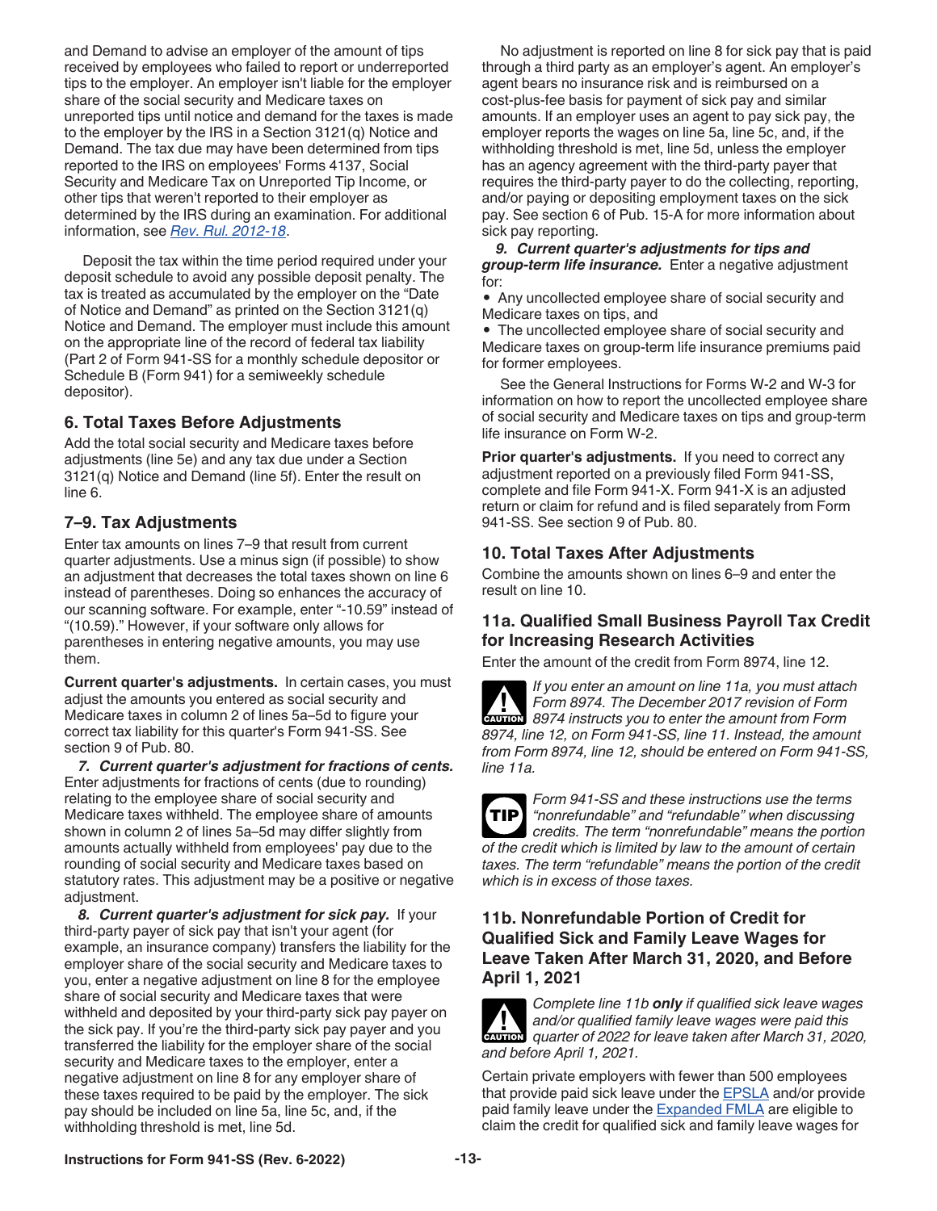and Demand to advise an employer of the amount of tips received by employees who failed to report or underreported tips to the employer. An employer isn't liable for the employer share of the social security and Medicare taxes on unreported tips until notice and demand for the taxes is made to the employer by the IRS in a Section 3121(q) Notice and Demand. The tax due may have been determined from tips reported to the IRS on employees' Forms 4137, Social Security and Medicare Tax on Unreported Tip Income, or other tips that weren't reported to their employer as determined by the IRS during an examination. For additional information, see *Rev. Rul. 2012-18*.

Deposit the tax within the time period required under your deposit schedule to avoid any possible deposit penalty. The tax is treated as accumulated by the employer on the "Date of Notice and Demand" as printed on the Section 3121(q) Notice and Demand. The employer must include this amount on the appropriate line of the record of federal tax liability (Part 2 of Form 941-SS for a monthly schedule depositor or Schedule B (Form 941) for a semiweekly schedule depositor).

## 6. Total Taxes Before Adjustments

Add the total social security and Medicare taxes before adjustments (line 5e) and any tax due under a Section 3121(q) Notice and Demand (line 5f). Enter the result on line 6.

## 7–9. Tax Adjustments

Enter tax amounts on lines 7–9 that result from current quarter adjustments. Use a minus sign (if possible) to show an adjustment that decreases the total taxes shown on line 6 instead of parentheses. Doing so enhances the accuracy of our scanning software. For example, enter "-10.59" instead of "(10.59)." However, if your software only allows for parentheses in entering negative amounts, you may use them.

**Current quarter's adjustments.** In certain cases, you must adjust the amounts you entered as social security and Medicare taxes in column 2 of lines 5a–5d to figure your correct tax liability for this quarter's Form 941-SS. See section 9 of Pub. 80.

***7. Current quarter's adjustment for fractions of cents.*** Enter adjustments for fractions of cents (due to rounding) relating to the employee share of social security and Medicare taxes withheld. The employee share of amounts shown in column 2 of lines 5a–5d may differ slightly from amounts actually withheld from employees' pay due to the rounding of social security and Medicare taxes based on statutory rates. This adjustment may be a positive or negative adjustment.

***8. Current quarter's adjustment for sick pay.*** If your third-party payer of sick pay that isn't your agent (for example, an insurance company) transfers the liability for the employer share of the social security and Medicare taxes to you, enter a negative adjustment on line 8 for the employee share of social security and Medicare taxes that were withheld and deposited by your third-party sick pay payer on the sick pay. If you're the third-party sick pay payer and you transferred the liability for the employer share of the social security and Medicare taxes to the employer, enter a negative adjustment on line 8 for any employer share of these taxes required to be paid by the employer. The sick pay should be included on line 5a, line 5c, and, if the withholding threshold is met, line 5d.

No adjustment is reported on line 8 for sick pay that is paid through a third party as an employer's agent. An employer's agent bears no insurance risk and is reimbursed on a cost-plus-fee basis for payment of sick pay and similar amounts. If an employer uses an agent to pay sick pay, the employer reports the wages on line 5a, line 5c, and, if the withholding threshold is met, line 5d, unless the employer has an agency agreement with the third-party payer that requires the third-party payer to do the collecting, reporting, and/or paying or depositing employment taxes on the sick pay. See section 6 of Pub. 15-A for more information about sick pay reporting.

***9. Current quarter's adjustments for tips and group-term life insurance.*** Enter a negative adjustment for:

- Any uncollected employee share of social security and Medicare taxes on tips, and
- The uncollected employee share of social security and Medicare taxes on group-term life insurance premiums paid for former employees.

See the General Instructions for Forms W-2 and W-3 for information on how to report the uncollected employee share of social security and Medicare taxes on tips and group-term life insurance on Form W-2.

**Prior quarter's adjustments.** If you need to correct any adjustment reported on a previously filed Form 941-SS, complete and file Form 941-X. Form 941-X is an adjusted return or claim for refund and is filed separately from Form 941-SS. See section 9 of Pub. 80.

## 10. Total Taxes After Adjustments

Combine the amounts shown on lines 6–9 and enter the result on line 10.

## 11a. Qualified Small Business Payroll Tax Credit for Increasing Research Activities

Enter the amount of the credit from Form 8974, line 12.

CAUTION: *If you enter an amount on line 11a, you must attach Form 8974. The December 2017 revision of Form 8974 instructs you to enter the amount from Form 8974, line 12, on Form 941-SS, line 11. Instead, the amount from Form 8974, line 12, should be entered on Form 941-SS, line 11a.*

TIP: *Form 941-SS and these instructions use the terms "nonrefundable" and "refundable" when discussing credits. The term "nonrefundable" means the portion of the credit which is limited by law to the amount of certain taxes. The term "refundable" means the portion of the credit which is in excess of those taxes.*

## 11b. Nonrefundable Portion of Credit for Qualified Sick and Family Leave Wages for Leave Taken After March 31, 2020, and Before April 1, 2021

CAUTION: *Complete line 11b **only** if qualified sick leave wages and/or qualified family leave wages were paid this quarter of 2022 for leave taken after March 31, 2020, and before April 1, 2021.*

Certain private employers with fewer than 500 employees that provide paid sick leave under the EPSLA and/or provide paid family leave under the Expanded FMLA are eligible to claim the credit for qualified sick and family leave wages for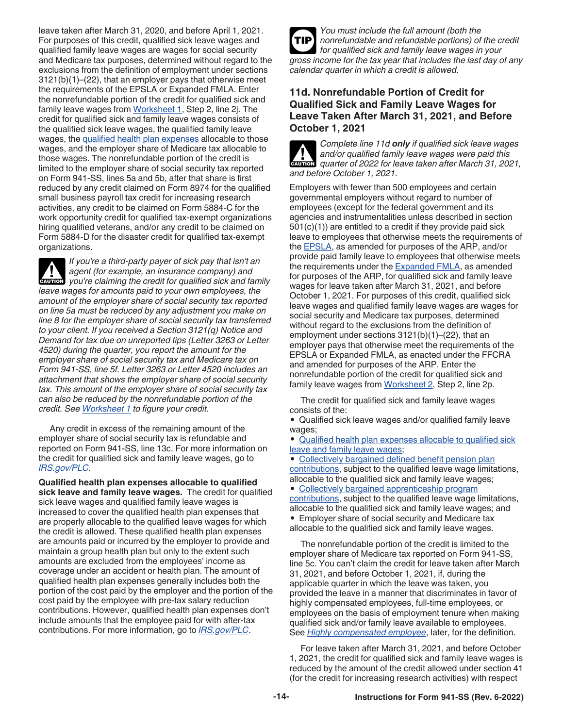leave taken after March 31, 2020, and before April 1, 2021. For purposes of this credit, qualified sick leave wages and qualified family leave wages are wages for social security and Medicare tax purposes, determined without regard to the exclusions from the definition of employment under sections 3121(b)(1)–(22), that an employer pays that otherwise meet the requirements of the EPSLA or Expanded FMLA. Enter the nonrefundable portion of the credit for qualified sick and family leave wages from Worksheet 1, Step 2, line 2j. The credit for qualified sick and family leave wages consists of the qualified sick leave wages, the qualified family leave wages, the qualified health plan expenses allocable to those wages, and the employer share of Medicare tax allocable to those wages. The nonrefundable portion of the credit is limited to the employer share of social security tax reported on Form 941-SS, lines 5a and 5b, after that share is first reduced by any credit claimed on Form 8974 for the qualified small business payroll tax credit for increasing research activities, any credit to be claimed on Form 5884-C for the work opportunity credit for qualified tax-exempt organizations hiring qualified veterans, and/or any credit to be claimed on Form 5884-D for the disaster credit for qualified tax-exempt organizations.

**CAUTION** *If you're a third-party payer of sick pay that isn't an agent (for example, an insurance company) and you're claiming the credit for qualified sick and family leave wages for amounts paid to your own employees, the amount of the employer share of social security tax reported on line 5a must be reduced by any adjustment you make on line 8 for the employer share of social security tax transferred to your client. If you received a Section 3121(q) Notice and Demand for tax due on unreported tips (Letter 3263 or Letter 4520) during the quarter, you report the amount for the employer share of social security tax and Medicare tax on Form 941-SS, line 5f. Letter 3263 or Letter 4520 includes an attachment that shows the employer share of social security tax. This amount of the employer share of social security tax can also be reduced by the nonrefundable portion of the credit. See Worksheet 1 to figure your credit.*

Any credit in excess of the remaining amount of the employer share of social security tax is refundable and reported on Form 941-SS, line 13c. For more information on the credit for qualified sick and family leave wages, go to *IRS.gov/PLC*.

**Qualified health plan expenses allocable to qualified sick leave and family leave wages.** The credit for qualified sick leave wages and qualified family leave wages is increased to cover the qualified health plan expenses that are properly allocable to the qualified leave wages for which the credit is allowed. These qualified health plan expenses are amounts paid or incurred by the employer to provide and maintain a group health plan but only to the extent such amounts are excluded from the employees' income as coverage under an accident or health plan. The amount of qualified health plan expenses generally includes both the portion of the cost paid by the employer and the portion of the cost paid by the employee with pre-tax salary reduction contributions. However, qualified health plan expenses don't include amounts that the employee paid for with after-tax contributions. For more information, go to *IRS.gov/PLC*.

**TIP** *You must include the full amount (both the nonrefundable and refundable portions) of the credit for qualified sick and family leave wages in your gross income for the tax year that includes the last day of any calendar quarter in which a credit is allowed.*

### 11d. Nonrefundable Portion of Credit for Qualified Sick and Family Leave Wages for Leave Taken After March 31, 2021, and Before October 1, 2021

**CAUTION** *Complete line 11d **only** if qualified sick leave wages and/or qualified family leave wages were paid this quarter of 2022 for leave taken after March 31, 2021, and before October 1, 2021.*

Employers with fewer than 500 employees and certain governmental employers without regard to number of employees (except for the federal government and its agencies and instrumentalities unless described in section 501(c)(1)) are entitled to a credit if they provide paid sick leave to employees that otherwise meets the requirements of the EPSLA, as amended for purposes of the ARP, and/or provide paid family leave to employees that otherwise meets the requirements under the Expanded FMLA, as amended for purposes of the ARP, for qualified sick and family leave wages for leave taken after March 31, 2021, and before October 1, 2021. For purposes of this credit, qualified sick leave wages and qualified family leave wages are wages for social security and Medicare tax purposes, determined without regard to the exclusions from the definition of employment under sections 3121(b)(1)–(22), that an employer pays that otherwise meet the requirements of the EPSLA or Expanded FMLA, as enacted under the FFCRA and amended for purposes of the ARP. Enter the nonrefundable portion of the credit for qualified sick and family leave wages from Worksheet 2, Step 2, line 2p.

The credit for qualified sick and family leave wages consists of the:

- Qualified sick leave wages and/or qualified family leave wages;
- Qualified health plan expenses allocable to qualified sick leave and family leave wages;
- Collectively bargained defined benefit pension plan contributions, subject to the qualified leave wage limitations, allocable to the qualified sick and family leave wages;
- Collectively bargained apprenticeship program contributions, subject to the qualified leave wage limitations, allocable to the qualified sick and family leave wages; and
- Employer share of social security and Medicare tax allocable to the qualified sick and family leave wages.

The nonrefundable portion of the credit is limited to the employer share of Medicare tax reported on Form 941-SS, line 5c. You can't claim the credit for leave taken after March 31, 2021, and before October 1, 2021, if, during the applicable quarter in which the leave was taken, you provided the leave in a manner that discriminates in favor of highly compensated employees, full-time employees, or employees on the basis of employment tenure when making qualified sick and/or family leave available to employees. See *Highly compensated employee*, later, for the definition.

For leave taken after March 31, 2021, and before October 1, 2021, the credit for qualified sick and family leave wages is reduced by the amount of the credit allowed under section 41 (for the credit for increasing research activities) with respect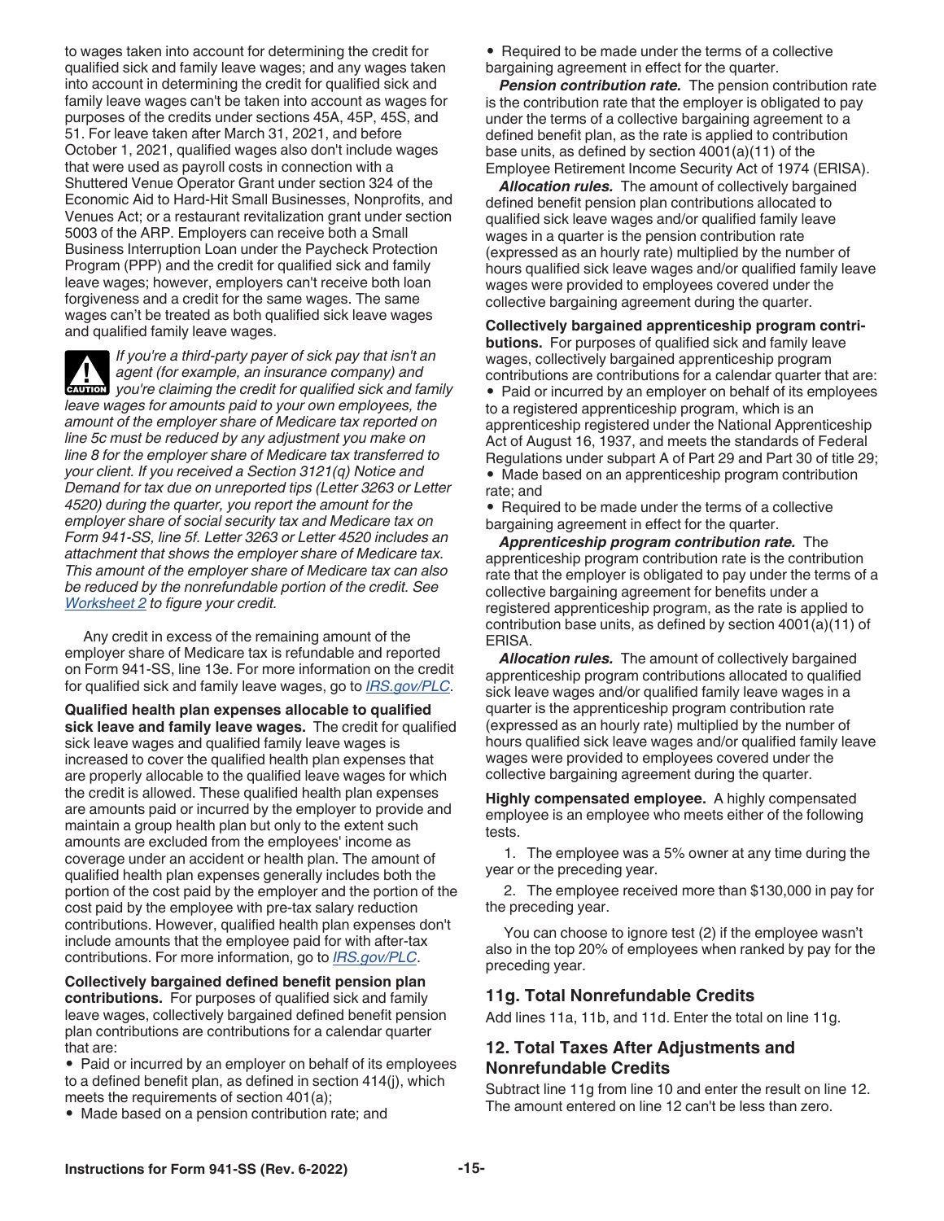to wages taken into account for determining the credit for qualified sick and family leave wages; and any wages taken into account in determining the credit for qualified sick and family leave wages can't be taken into account as wages for purposes of the credits under sections 45A, 45P, 45S, and 51. For leave taken after March 31, 2021, and before October 1, 2021, qualified wages also don't include wages that were used as payroll costs in connection with a Shuttered Venue Operator Grant under section 324 of the Economic Aid to Hard-Hit Small Businesses, Nonprofits, and Venues Act; or a restaurant revitalization grant under section 5003 of the ARP. Employers can receive both a Small Business Interruption Loan under the Paycheck Protection Program (PPP) and the credit for qualified sick and family leave wages; however, employers can't receive both loan forgiveness and a credit for the same wages. The same wages can't be treated as both qualified sick leave wages and qualified family leave wages.

**CAUTION** *If you're a third-party payer of sick pay that isn't an agent (for example, an insurance company) and you're claiming the credit for qualified sick and family leave wages for amounts paid to your own employees, the amount of the employer share of Medicare tax reported on line 5c must be reduced by any adjustment you make on line 8 for the employer share of Medicare tax transferred to your client. If you received a Section 3121(q) Notice and Demand for tax due on unreported tips (Letter 3263 or Letter 4520) during the quarter, you report the amount for the employer share of social security tax and Medicare tax on Form 941-SS, line 5f. Letter 3263 or Letter 4520 includes an attachment that shows the employer share of Medicare tax. This amount of the employer share of Medicare tax can also be reduced by the nonrefundable portion of the credit. See Worksheet 2 to figure your credit.*

Any credit in excess of the remaining amount of the employer share of Medicare tax is refundable and reported on Form 941-SS, line 13e. For more information on the credit for qualified sick and family leave wages, go to *IRS.gov/PLC*.

**Qualified health plan expenses allocable to qualified sick leave and family leave wages.** The credit for qualified sick leave wages and qualified family leave wages is increased to cover the qualified health plan expenses that are properly allocable to the qualified leave wages for which the credit is allowed. These qualified health plan expenses are amounts paid or incurred by the employer to provide and maintain a group health plan but only to the extent such amounts are excluded from the employees' income as coverage under an accident or health plan. The amount of qualified health plan expenses generally includes both the portion of the cost paid by the employer and the portion of the cost paid by the employee with pre-tax salary reduction contributions. However, qualified health plan expenses don't include amounts that the employee paid for with after-tax contributions. For more information, go to *IRS.gov/PLC*.

**Collectively bargained defined benefit pension plan contributions.** For purposes of qualified sick and family leave wages, collectively bargained defined benefit pension plan contributions are contributions for a calendar quarter that are:

- Paid or incurred by an employer on behalf of its employees to a defined benefit plan, as defined in section 414(j), which meets the requirements of section 401(a);
- Made based on a pension contribution rate; and
- Required to be made under the terms of a collective bargaining agreement in effect for the quarter.

***Pension contribution rate.*** The pension contribution rate is the contribution rate that the employer is obligated to pay under the terms of a collective bargaining agreement to a defined benefit plan, as the rate is applied to contribution base units, as defined by section 4001(a)(11) of the Employee Retirement Income Security Act of 1974 (ERISA).

***Allocation rules.*** The amount of collectively bargained defined benefit pension plan contributions allocated to qualified sick leave wages and/or qualified family leave wages in a quarter is the pension contribution rate (expressed as an hourly rate) multiplied by the number of hours qualified sick leave wages and/or qualified family leave wages were provided to employees covered under the collective bargaining agreement during the quarter.

**Collectively bargained apprenticeship program contributions.** For purposes of qualified sick and family leave wages, collectively bargained apprenticeship program contributions are contributions for a calendar quarter that are:

- Paid or incurred by an employer on behalf of its employees to a registered apprenticeship program, which is an apprenticeship registered under the National Apprenticeship Act of August 16, 1937, and meets the standards of Federal Regulations under subpart A of Part 29 and Part 30 of title 29;
- Made based on an apprenticeship program contribution rate; and
- Required to be made under the terms of a collective bargaining agreement in effect for the quarter.

***Apprenticeship program contribution rate.*** The apprenticeship program contribution rate is the contribution rate that the employer is obligated to pay under the terms of a collective bargaining agreement for benefits under a registered apprenticeship program, as the rate is applied to contribution base units, as defined by section 4001(a)(11) of ERISA.

***Allocation rules.*** The amount of collectively bargained apprenticeship program contributions allocated to qualified sick leave wages and/or qualified family leave wages in a quarter is the apprenticeship program contribution rate (expressed as an hourly rate) multiplied by the number of hours qualified sick leave wages and/or qualified family leave wages were provided to employees covered under the collective bargaining agreement during the quarter.

**Highly compensated employee.** A highly compensated employee is an employee who meets either of the following tests.

1. The employee was a 5% owner at any time during the year or the preceding year.
2. The employee received more than $130,000 in pay for the preceding year.

You can choose to ignore test (2) if the employee wasn't also in the top 20% of employees when ranked by pay for the preceding year.

## 11g. Total Nonrefundable Credits

Add lines 11a, 11b, and 11d. Enter the total on line 11g.

## 12. Total Taxes After Adjustments and Nonrefundable Credits

Subtract line 11g from line 10 and enter the result on line 12. The amount entered on line 12 can't be less than zero.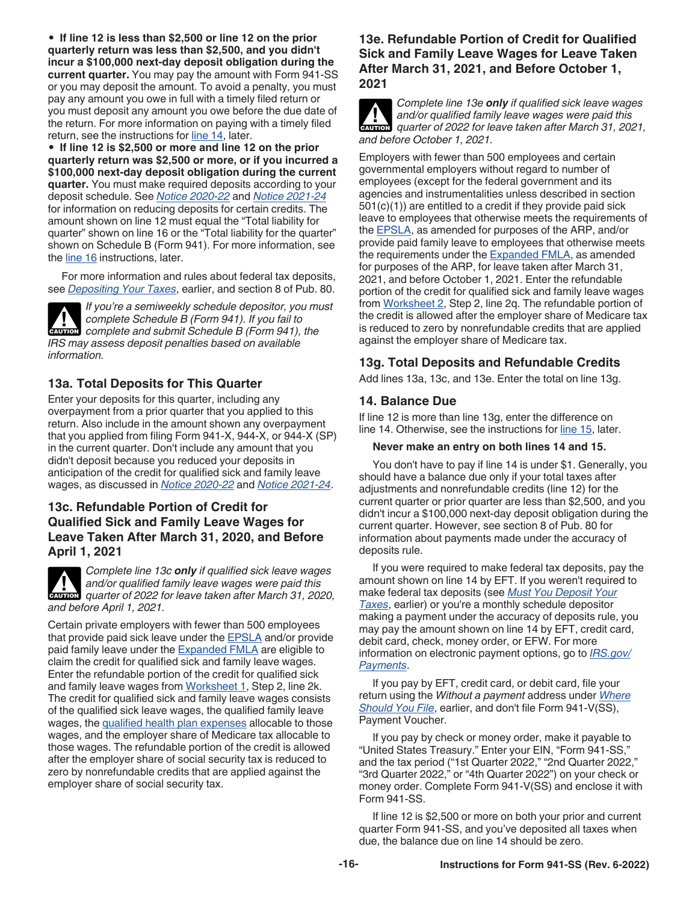- **If line 12 is less than $2,500 or line 12 on the prior quarterly return was less than $2,500, and you didn't incur a $100,000 next-day deposit obligation during the current quarter.** You may pay the amount with Form 941-SS or you may deposit the amount. To avoid a penalty, you must pay any amount you owe in full with a timely filed return or you must deposit any amount you owe before the due date of the return. For more information on paying with a timely filed return, see the instructions for line 14, later.
- **If line 12 is $2,500 or more and line 12 on the prior quarterly return was $2,500 or more, or if you incurred a $100,000 next-day deposit obligation during the current quarter.** You must make required deposits according to your deposit schedule. See *Notice 2020-22* and *Notice 2021-24* for information on reducing deposits for certain credits. The amount shown on line 12 must equal the "Total liability for quarter" shown on line 16 or the "Total liability for the quarter" shown on Schedule B (Form 941). For more information, see the line 16 instructions, later.

For more information and rules about federal tax deposits, see *Depositing Your Taxes*, earlier, and section 8 of Pub. 80.

**CAUTION:** *If you're a semiweekly schedule depositor, you must complete Schedule B (Form 941). If you fail to complete and submit Schedule B (Form 941), the IRS may assess deposit penalties based on available information.*

### 13a. Total Deposits for This Quarter

Enter your deposits for this quarter, including any overpayment from a prior quarter that you applied to this return. Also include in the amount shown any overpayment that you applied from filing Form 941-X, 944-X, or 944-X (SP) in the current quarter. Don't include any amount that you didn't deposit because you reduced your deposits in anticipation of the credit for qualified sick and family leave wages, as discussed in *Notice 2020-22* and *Notice 2021-24*.

### 13c. Refundable Portion of Credit for Qualified Sick and Family Leave Wages for Leave Taken After March 31, 2020, and Before April 1, 2021

**CAUTION:** *Complete line 13c **only** if qualified sick leave wages and/or qualified family leave wages were paid this quarter of 2022 for leave taken after March 31, 2020, and before April 1, 2021.*

Certain private employers with fewer than 500 employees that provide paid sick leave under the EPSLA and/or provide paid family leave under the Expanded FMLA are eligible to claim the credit for qualified sick and family leave wages. Enter the refundable portion of the credit for qualified sick and family leave wages from Worksheet 1, Step 2, line 2k. The credit for qualified sick and family leave wages consists of the qualified sick leave wages, the qualified family leave wages, the qualified health plan expenses allocable to those wages, and the employer share of Medicare tax allocable to those wages. The refundable portion of the credit is allowed after the employer share of social security tax is reduced to zero by nonrefundable credits that are applied against the employer share of social security tax.

### 13e. Refundable Portion of Credit for Qualified Sick and Family Leave Wages for Leave Taken After March 31, 2021, and Before October 1, 2021

**CAUTION:** *Complete line 13e **only** if qualified sick leave wages and/or qualified family leave wages were paid this quarter of 2022 for leave taken after March 31, 2021, and before October 1, 2021.*

Employers with fewer than 500 employees and certain governmental employers without regard to number of employees (except for the federal government and its agencies and instrumentalities unless described in section 501(c)(1)) are entitled to a credit if they provide paid sick leave to employees that otherwise meets the requirements of the EPSLA, as amended for purposes of the ARP, and/or provide paid family leave to employees that otherwise meets the requirements under the Expanded FMLA, as amended for purposes of the ARP, for leave taken after March 31, 2021, and before October 1, 2021. Enter the refundable portion of the credit for qualified sick and family leave wages from Worksheet 2, Step 2, line 2q. The refundable portion of the credit is allowed after the employer share of Medicare tax is reduced to zero by nonrefundable credits that are applied against the employer share of Medicare tax.

### 13g. Total Deposits and Refundable Credits

Add lines 13a, 13c, and 13e. Enter the total on line 13g.

### 14. Balance Due

If line 12 is more than line 13g, enter the difference on line 14. Otherwise, see the instructions for line 15, later.

**Never make an entry on both lines 14 and 15.**

You don't have to pay if line 14 is under $1. Generally, you should have a balance due only if your total taxes after adjustments and nonrefundable credits (line 12) for the current quarter or prior quarter are less than $2,500, and you didn't incur a $100,000 next-day deposit obligation during the current quarter. However, see section 8 of Pub. 80 for information about payments made under the accuracy of deposits rule.

If you were required to make federal tax deposits, pay the amount shown on line 14 by EFT. If you weren't required to make federal tax deposits (see *Must You Deposit Your Taxes*, earlier) or you're a monthly schedule depositor making a payment under the accuracy of deposits rule, you may pay the amount shown on line 14 by EFT, credit card, debit card, check, money order, or EFW. For more information on electronic payment options, go to *IRS.gov/Payments*.

If you pay by EFT, credit card, or debit card, file your return using the *Without a payment* address under *Where Should You File*, earlier, and don't file Form 941-V(SS), Payment Voucher.

If you pay by check or money order, make it payable to "United States Treasury." Enter your EIN, "Form 941-SS," and the tax period ("1st Quarter 2022," "2nd Quarter 2022," "3rd Quarter 2022," or "4th Quarter 2022") on your check or money order. Complete Form 941-V(SS) and enclose it with Form 941-SS.

If line 12 is $2,500 or more on both your prior and current quarter Form 941-SS, and you've deposited all taxes when due, the balance due on line 14 should be zero.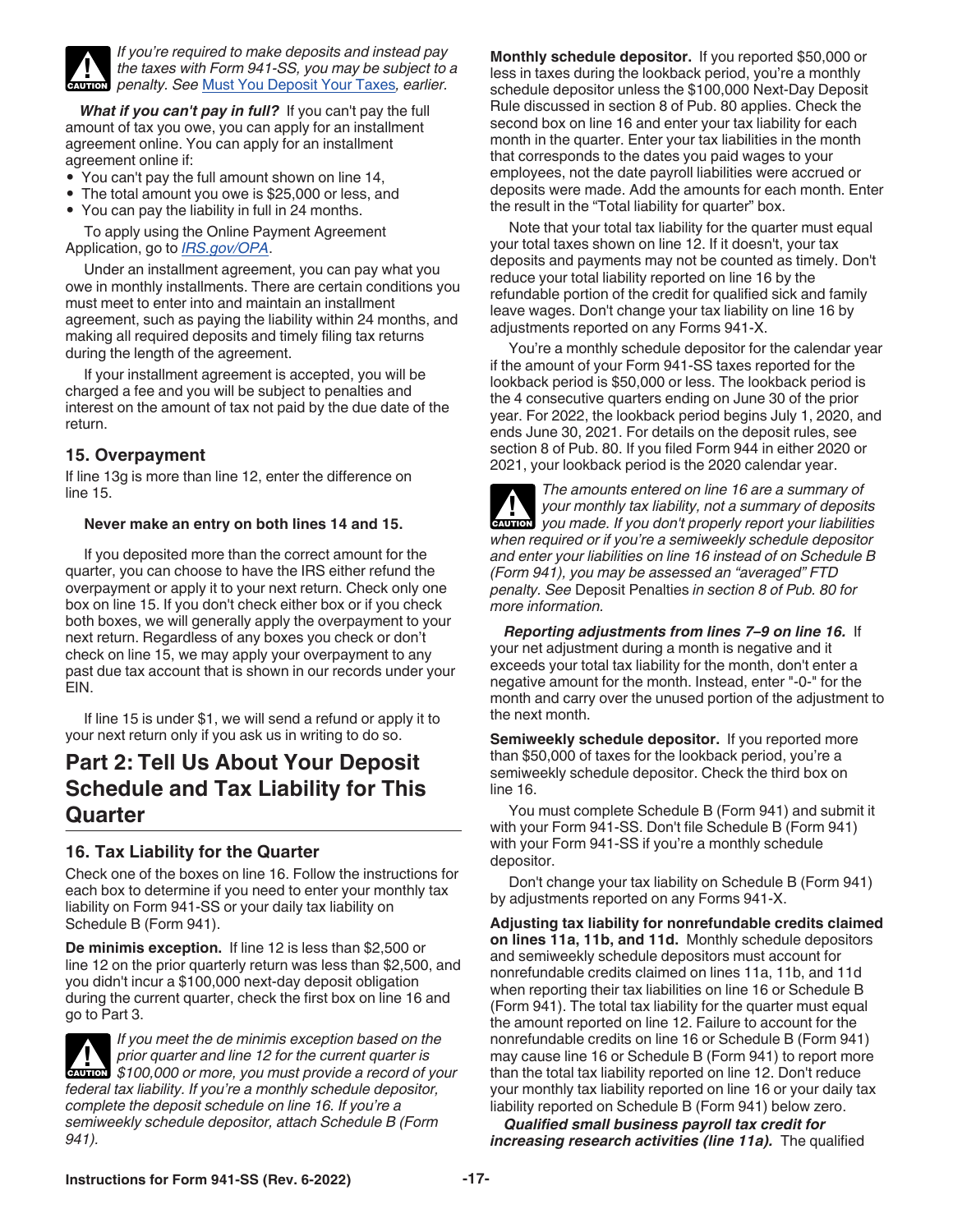*If you're required to make deposits and instead pay the taxes with Form 941-SS, you may be subject to a penalty. See* Must You Deposit Your Taxes*, earlier.*

***What if you can't pay in full?*** If you can't pay the full amount of tax you owe, you can apply for an installment agreement online. You can apply for an installment agreement online if:

- You can't pay the full amount shown on line 14,
- The total amount you owe is $25,000 or less, and
- You can pay the liability in full in 24 months.

To apply using the Online Payment Agreement Application, go to *IRS.gov/OPA*.

Under an installment agreement, you can pay what you owe in monthly installments. There are certain conditions you must meet to enter into and maintain an installment agreement, such as paying the liability within 24 months, and making all required deposits and timely filing tax returns during the length of the agreement.

If your installment agreement is accepted, you will be charged a fee and you will be subject to penalties and interest on the amount of tax not paid by the due date of the return.

### 15. Overpayment

If line 13g is more than line 12, enter the difference on line 15.

**Never make an entry on both lines 14 and 15.**

If you deposited more than the correct amount for the quarter, you can choose to have the IRS either refund the overpayment or apply it to your next return. Check only one box on line 15. If you don't check either box or if you check both boxes, we will generally apply the overpayment to your next return. Regardless of any boxes you check or don't check on line 15, we may apply your overpayment to any past due tax account that is shown in our records under your EIN.

If line 15 is under $1, we will send a refund or apply it to your next return only if you ask us in writing to do so.

## Part 2: Tell Us About Your Deposit Schedule and Tax Liability for This Quarter

### 16. Tax Liability for the Quarter

Check one of the boxes on line 16. Follow the instructions for each box to determine if you need to enter your monthly tax liability on Form 941-SS or your daily tax liability on Schedule B (Form 941).

**De minimis exception.** If line 12 is less than $2,500 or line 12 on the prior quarterly return was less than $2,500, and you didn't incur a $100,000 next-day deposit obligation during the current quarter, check the first box on line 16 and go to Part 3.

*If you meet the de minimis exception based on the prior quarter and line 12 for the current quarter is $100,000 or more, you must provide a record of your federal tax liability. If you're a monthly schedule depositor, complete the deposit schedule on line 16. If you're a semiweekly schedule depositor, attach Schedule B (Form 941).*

**Monthly schedule depositor.** If you reported $50,000 or less in taxes during the lookback period, you're a monthly schedule depositor unless the $100,000 Next-Day Deposit Rule discussed in section 8 of Pub. 80 applies. Check the second box on line 16 and enter your tax liability for each month in the quarter. Enter your tax liabilities in the month that corresponds to the dates you paid wages to your employees, not the date payroll liabilities were accrued or deposits were made. Add the amounts for each month. Enter the result in the "Total liability for quarter" box.

Note that your total tax liability for the quarter must equal your total taxes shown on line 12. If it doesn't, your tax deposits and payments may not be counted as timely. Don't reduce your total liability reported on line 16 by the refundable portion of the credit for qualified sick and family leave wages. Don't change your tax liability on line 16 by adjustments reported on any Forms 941-X.

You're a monthly schedule depositor for the calendar year if the amount of your Form 941-SS taxes reported for the lookback period is $50,000 or less. The lookback period is the 4 consecutive quarters ending on June 30 of the prior year. For 2022, the lookback period begins July 1, 2020, and ends June 30, 2021. For details on the deposit rules, see section 8 of Pub. 80. If you filed Form 944 in either 2020 or 2021, your lookback period is the 2020 calendar year.

*The amounts entered on line 16 are a summary of your monthly tax liability, not a summary of deposits you made. If you don't properly report your liabilities when required or if you're a semiweekly schedule depositor and enter your liabilities on line 16 instead of on Schedule B (Form 941), you may be assessed an "averaged" FTD penalty. See* Deposit Penalties *in section 8 of Pub. 80 for more information.*

***Reporting adjustments from lines 7–9 on line 16.*** If your net adjustment during a month is negative and it exceeds your total tax liability for the month, don't enter a negative amount for the month. Instead, enter "-0-" for the month and carry over the unused portion of the adjustment to the next month.

**Semiweekly schedule depositor.** If you reported more than $50,000 of taxes for the lookback period, you're a semiweekly schedule depositor. Check the third box on line 16.

You must complete Schedule B (Form 941) and submit it with your Form 941-SS. Don't file Schedule B (Form 941) with your Form 941-SS if you're a monthly schedule depositor.

Don't change your tax liability on Schedule B (Form 941) by adjustments reported on any Forms 941-X.

**Adjusting tax liability for nonrefundable credits claimed on lines 11a, 11b, and 11d.** Monthly schedule depositors and semiweekly schedule depositors must account for nonrefundable credits claimed on lines 11a, 11b, and 11d when reporting their tax liabilities on line 16 or Schedule B (Form 941). The total tax liability for the quarter must equal the amount reported on line 12. Failure to account for the nonrefundable credits on line 16 or Schedule B (Form 941) may cause line 16 or Schedule B (Form 941) to report more than the total tax liability reported on line 12. Don't reduce your monthly tax liability reported on line 16 or your daily tax liability reported on Schedule B (Form 941) below zero.

***Qualified small business payroll tax credit for increasing research activities (line 11a).*** The qualified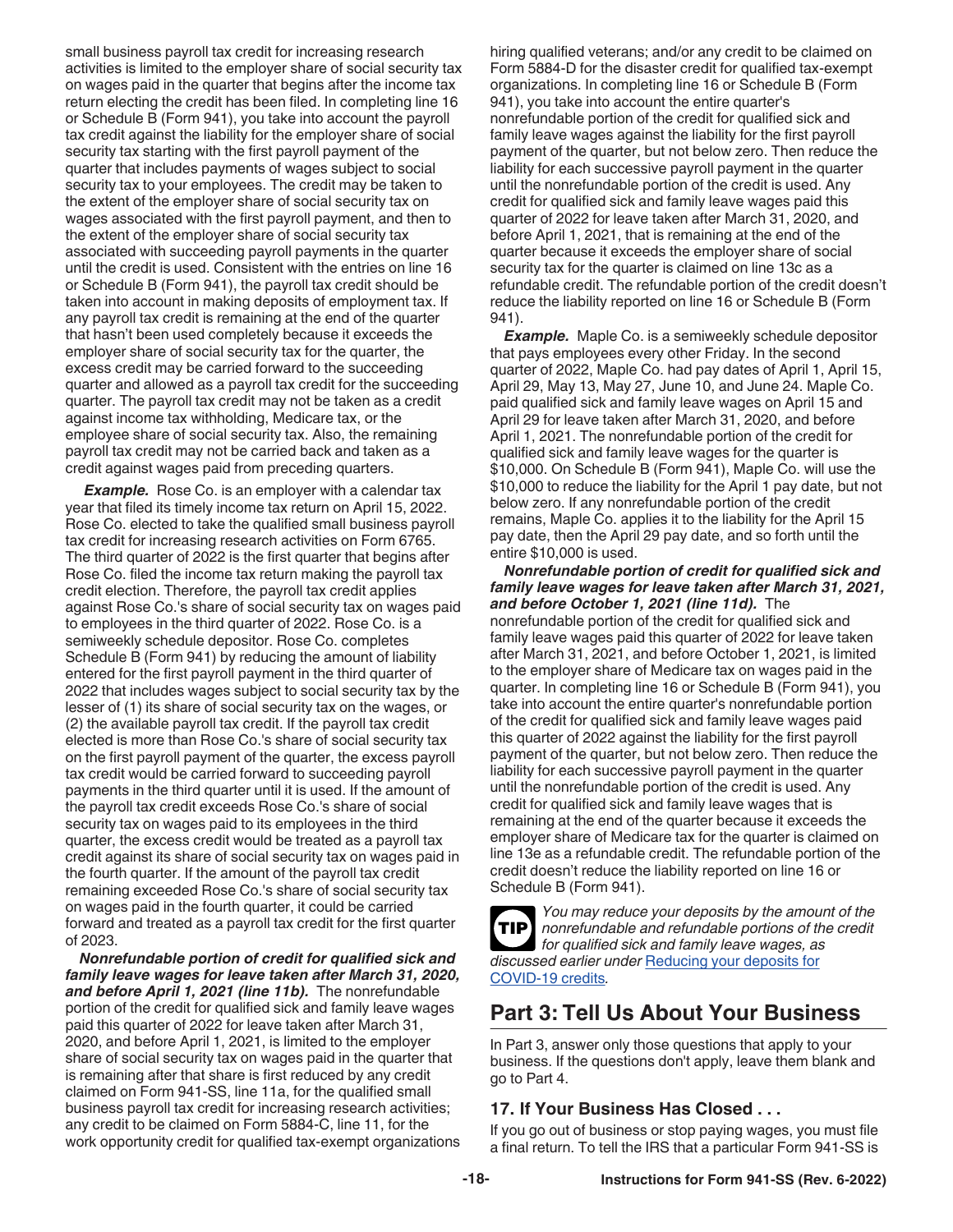small business payroll tax credit for increasing research activities is limited to the employer share of social security tax on wages paid in the quarter that begins after the income tax return electing the credit has been filed. In completing line 16 or Schedule B (Form 941), you take into account the payroll tax credit against the liability for the employer share of social security tax starting with the first payroll payment of the quarter that includes payments of wages subject to social security tax to your employees. The credit may be taken to the extent of the employer share of social security tax on wages associated with the first payroll payment, and then to the extent of the employer share of social security tax associated with succeeding payroll payments in the quarter until the credit is used. Consistent with the entries on line 16 or Schedule B (Form 941), the payroll tax credit should be taken into account in making deposits of employment tax. If any payroll tax credit is remaining at the end of the quarter that hasn't been used completely because it exceeds the employer share of social security tax for the quarter, the excess credit may be carried forward to the succeeding quarter and allowed as a payroll tax credit for the succeeding quarter. The payroll tax credit may not be taken as a credit against income tax withholding, Medicare tax, or the employee share of social security tax. Also, the remaining payroll tax credit may not be carried back and taken as a credit against wages paid from preceding quarters.

***Example.*** Rose Co. is an employer with a calendar tax year that filed its timely income tax return on April 15, 2022. Rose Co. elected to take the qualified small business payroll tax credit for increasing research activities on Form 6765. The third quarter of 2022 is the first quarter that begins after Rose Co. filed the income tax return making the payroll tax credit election. Therefore, the payroll tax credit applies against Rose Co.'s share of social security tax on wages paid to employees in the third quarter of 2022. Rose Co. is a semiweekly schedule depositor. Rose Co. completes Schedule B (Form 941) by reducing the amount of liability entered for the first payroll payment in the third quarter of 2022 that includes wages subject to social security tax by the lesser of (1) its share of social security tax on the wages, or (2) the available payroll tax credit. If the payroll tax credit elected is more than Rose Co.'s share of social security tax on the first payroll payment of the quarter, the excess payroll tax credit would be carried forward to succeeding payroll payments in the third quarter until it is used. If the amount of the payroll tax credit exceeds Rose Co.'s share of social security tax on wages paid to its employees in the third quarter, the excess credit would be treated as a payroll tax credit against its share of social security tax on wages paid in the fourth quarter. If the amount of the payroll tax credit remaining exceeded Rose Co.'s share of social security tax on wages paid in the fourth quarter, it could be carried forward and treated as a payroll tax credit for the first quarter of 2023.

***Nonrefundable portion of credit for qualified sick and family leave wages for leave taken after March 31, 2020, and before April 1, 2021 (line 11b).*** The nonrefundable portion of the credit for qualified sick and family leave wages paid this quarter of 2022 for leave taken after March 31, 2020, and before April 1, 2021, is limited to the employer share of social security tax on wages paid in the quarter that is remaining after that share is first reduced by any credit claimed on Form 941-SS, line 11a, for the qualified small business payroll tax credit for increasing research activities; any credit to be claimed on Form 5884-C, line 11, for the work opportunity credit for qualified tax-exempt organizations hiring qualified veterans; and/or any credit to be claimed on Form 5884-D for the disaster credit for qualified tax-exempt organizations. In completing line 16 or Schedule B (Form 941), you take into account the entire quarter's nonrefundable portion of the credit for qualified sick and family leave wages against the liability for the first payroll payment of the quarter, but not below zero. Then reduce the liability for each successive payroll payment in the quarter until the nonrefundable portion of the credit is used. Any credit for qualified sick and family leave wages paid this quarter of 2022 for leave taken after March 31, 2020, and before April 1, 2021, that is remaining at the end of the quarter because it exceeds the employer share of social security tax for the quarter is claimed on line 13c as a refundable credit. The refundable portion of the credit doesn't reduce the liability reported on line 16 or Schedule B (Form 941).

***Example.*** Maple Co. is a semiweekly schedule depositor that pays employees every other Friday. In the second quarter of 2022, Maple Co. had pay dates of April 1, April 15, April 29, May 13, May 27, June 10, and June 24. Maple Co. paid qualified sick and family leave wages on April 15 and April 29 for leave taken after March 31, 2020, and before April 1, 2021. The nonrefundable portion of the credit for qualified sick and family leave wages for the quarter is $10,000. On Schedule B (Form 941), Maple Co. will use the $10,000 to reduce the liability for the April 1 pay date, but not below zero. If any nonrefundable portion of the credit remains, Maple Co. applies it to the liability for the April 15 pay date, then the April 29 pay date, and so forth until the entire $10,000 is used.

***Nonrefundable portion of credit for qualified sick and family leave wages for leave taken after March 31, 2021, and before October 1, 2021 (line 11d).*** The nonrefundable portion of the credit for qualified sick and family leave wages paid this quarter of 2022 for leave taken after March 31, 2021, and before October 1, 2021, is limited to the employer share of Medicare tax on wages paid in the quarter. In completing line 16 or Schedule B (Form 941), you take into account the entire quarter's nonrefundable portion of the credit for qualified sick and family leave wages paid this quarter of 2022 against the liability for the first payroll payment of the quarter, but not below zero. Then reduce the liability for each successive payroll payment in the quarter until the nonrefundable portion of the credit is used. Any credit for qualified sick and family leave wages that is remaining at the end of the quarter because it exceeds the employer share of Medicare tax for the quarter is claimed on line 13e as a refundable credit. The refundable portion of the credit doesn't reduce the liability reported on line 16 or Schedule B (Form 941).

**TIP** *You may reduce your deposits by the amount of the nonrefundable and refundable portions of the credit for qualified sick and family leave wages, as discussed earlier under Reducing your deposits for COVID-19 credits.*

## Part 3: Tell Us About Your Business

In Part 3, answer only those questions that apply to your business. If the questions don't apply, leave them blank and go to Part 4.

### 17. If Your Business Has Closed . . .

If you go out of business or stop paying wages, you must file a final return. To tell the IRS that a particular Form 941-SS is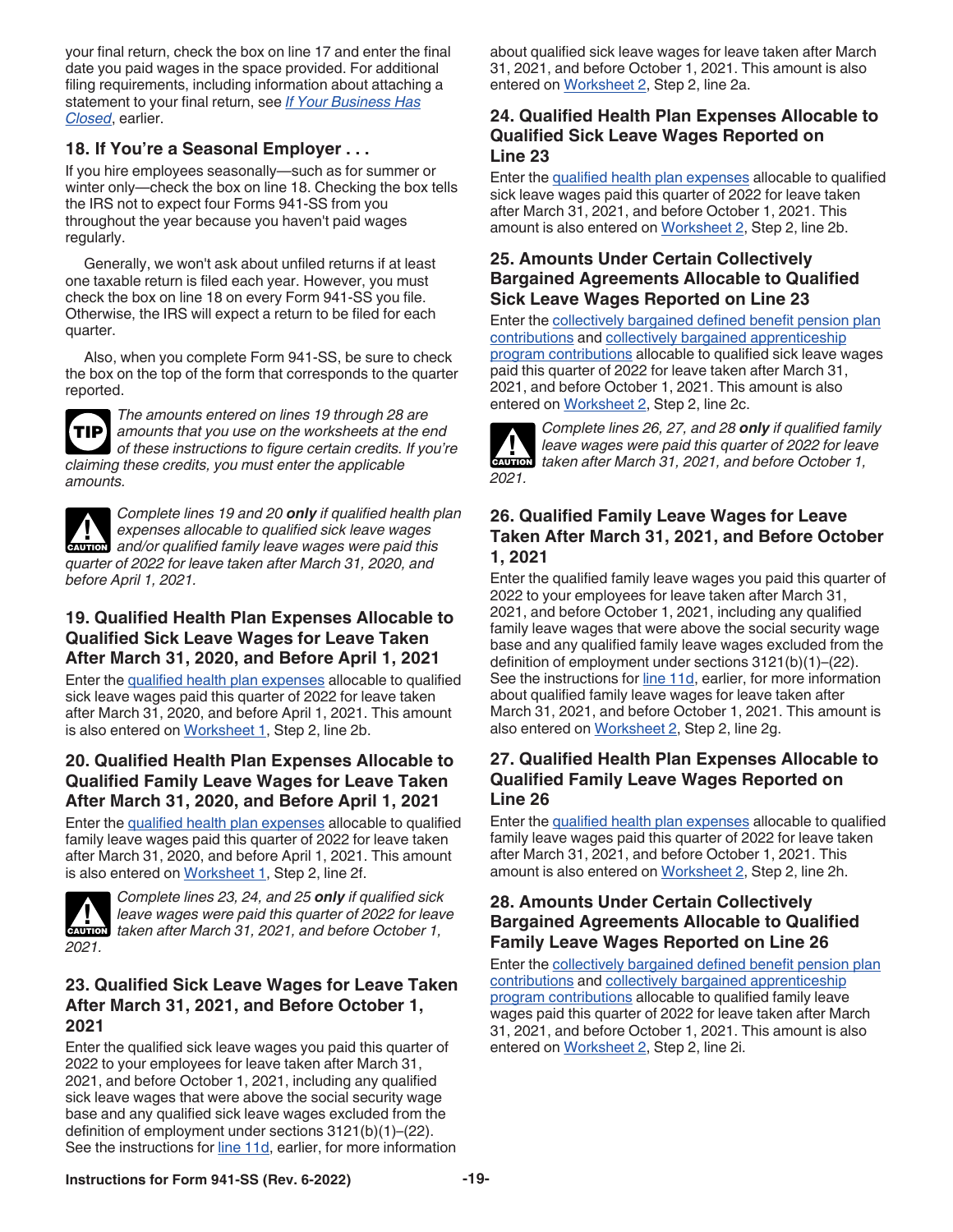your final return, check the box on line 17 and enter the final date you paid wages in the space provided. For additional filing requirements, including information about attaching a statement to your final return, see *If Your Business Has Closed*, earlier.

### 18. If You're a Seasonal Employer . . .

If you hire employees seasonally—such as for summer or winter only—check the box on line 18. Checking the box tells the IRS not to expect four Forms 941-SS from you throughout the year because you haven't paid wages regularly.

Generally, we won't ask about unfiled returns if at least one taxable return is filed each year. However, you must check the box on line 18 on every Form 941-SS you file. Otherwise, the IRS will expect a return to be filed for each quarter.

Also, when you complete Form 941-SS, be sure to check the box on the top of the form that corresponds to the quarter reported.

**TIP** *The amounts entered on lines 19 through 28 are amounts that you use on the worksheets at the end of these instructions to figure certain credits. If you're claiming these credits, you must enter the applicable amounts.*

**CAUTION** *Complete lines 19 and 20* ***only*** *if qualified health plan expenses allocable to qualified sick leave wages and/or qualified family leave wages were paid this quarter of 2022 for leave taken after March 31, 2020, and before April 1, 2021.*

### 19. Qualified Health Plan Expenses Allocable to Qualified Sick Leave Wages for Leave Taken After March 31, 2020, and Before April 1, 2021

Enter the qualified health plan expenses allocable to qualified sick leave wages paid this quarter of 2022 for leave taken after March 31, 2020, and before April 1, 2021. This amount is also entered on Worksheet 1, Step 2, line 2b.

### 20. Qualified Health Plan Expenses Allocable to Qualified Family Leave Wages for Leave Taken After March 31, 2020, and Before April 1, 2021

Enter the qualified health plan expenses allocable to qualified family leave wages paid this quarter of 2022 for leave taken after March 31, 2020, and before April 1, 2021. This amount is also entered on Worksheet 1, Step 2, line 2f.

**CAUTION** *Complete lines 23, 24, and 25* ***only*** *if qualified sick leave wages were paid this quarter of 2022 for leave taken after March 31, 2021, and before October 1, 2021.*

### 23. Qualified Sick Leave Wages for Leave Taken After March 31, 2021, and Before October 1, 2021

Enter the qualified sick leave wages you paid this quarter of 2022 to your employees for leave taken after March 31, 2021, and before October 1, 2021, including any qualified sick leave wages that were above the social security wage base and any qualified sick leave wages excluded from the definition of employment under sections 3121(b)(1)–(22). See the instructions for line 11d, earlier, for more information about qualified sick leave wages for leave taken after March 31, 2021, and before October 1, 2021. This amount is also entered on Worksheet 2, Step 2, line 2a.

### 24. Qualified Health Plan Expenses Allocable to Qualified Sick Leave Wages Reported on Line 23

Enter the qualified health plan expenses allocable to qualified sick leave wages paid this quarter of 2022 for leave taken after March 31, 2021, and before October 1, 2021. This amount is also entered on Worksheet 2, Step 2, line 2b.

### 25. Amounts Under Certain Collectively Bargained Agreements Allocable to Qualified Sick Leave Wages Reported on Line 23

Enter the collectively bargained defined benefit pension plan contributions and collectively bargained apprenticeship program contributions allocable to qualified sick leave wages paid this quarter of 2022 for leave taken after March 31, 2021, and before October 1, 2021. This amount is also entered on Worksheet 2, Step 2, line 2c.

**CAUTION** *Complete lines 26, 27, and 28* ***only*** *if qualified family leave wages were paid this quarter of 2022 for leave taken after March 31, 2021, and before October 1, 2021.*

### 26. Qualified Family Leave Wages for Leave Taken After March 31, 2021, and Before October 1, 2021

Enter the qualified family leave wages you paid this quarter of 2022 to your employees for leave taken after March 31, 2021, and before October 1, 2021, including any qualified family leave wages that were above the social security wage base and any qualified family leave wages excluded from the definition of employment under sections 3121(b)(1)–(22). See the instructions for line 11d, earlier, for more information about qualified family leave wages for leave taken after March 31, 2021, and before October 1, 2021. This amount is also entered on Worksheet 2, Step 2, line 2g.

### 27. Qualified Health Plan Expenses Allocable to Qualified Family Leave Wages Reported on Line 26

Enter the qualified health plan expenses allocable to qualified family leave wages paid this quarter of 2022 for leave taken after March 31, 2021, and before October 1, 2021. This amount is also entered on Worksheet 2, Step 2, line 2h.

### 28. Amounts Under Certain Collectively Bargained Agreements Allocable to Qualified Family Leave Wages Reported on Line 26

Enter the collectively bargained defined benefit pension plan contributions and collectively bargained apprenticeship program contributions allocable to qualified family leave wages paid this quarter of 2022 for leave taken after March 31, 2021, and before October 1, 2021. This amount is also entered on Worksheet 2, Step 2, line 2i.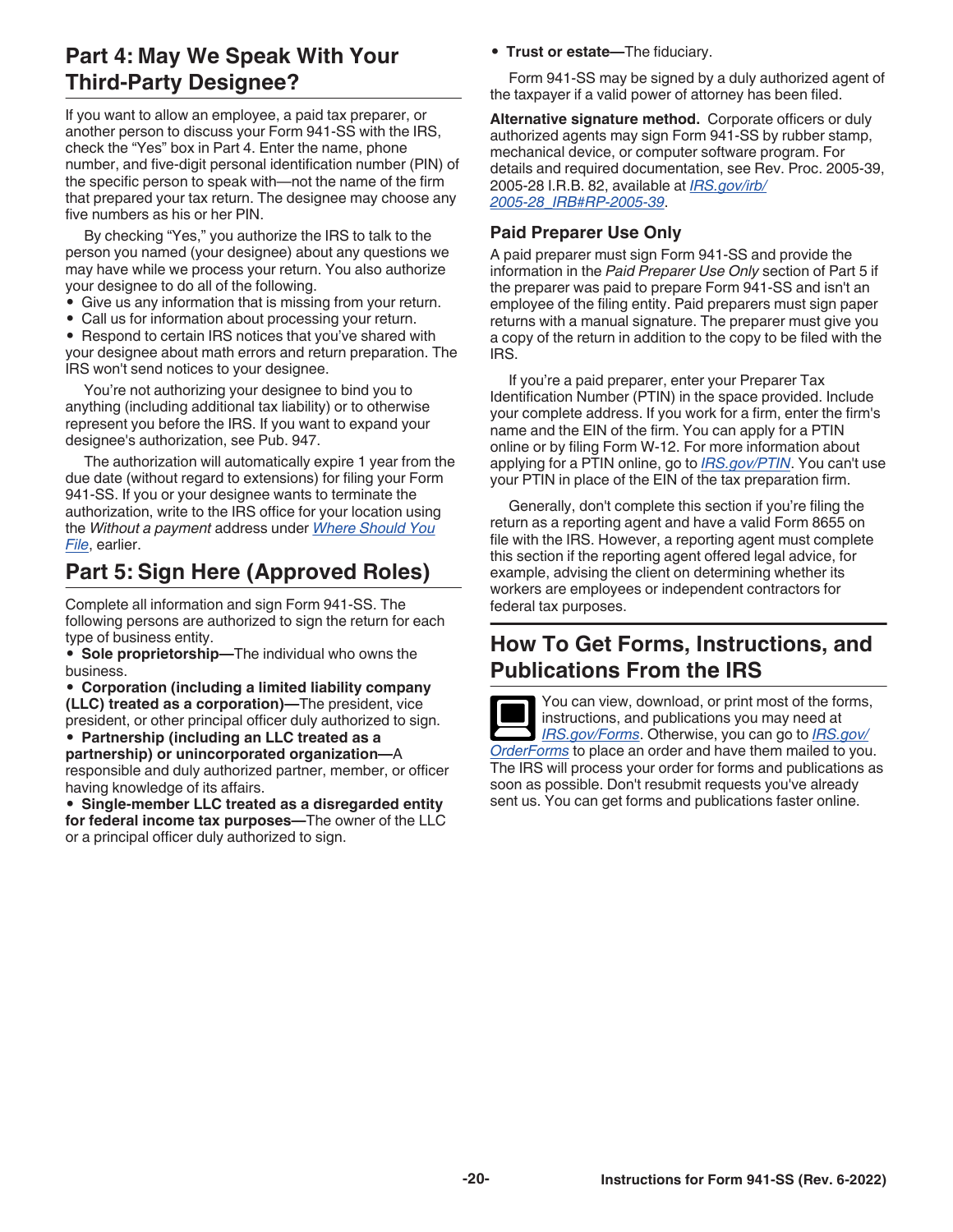## Part 4: May We Speak With Your Third-Party Designee?

If you want to allow an employee, a paid tax preparer, or another person to discuss your Form 941-SS with the IRS, check the “Yes” box in Part 4. Enter the name, phone number, and five-digit personal identification number (PIN) of the specific person to speak with—not the name of the firm that prepared your tax return. The designee may choose any five numbers as his or her PIN.

By checking “Yes,” you authorize the IRS to talk to the person you named (your designee) about any questions we may have while we process your return. You also authorize your designee to do all of the following.

- Give us any information that is missing from your return.
- Call us for information about processing your return.
- Respond to certain IRS notices that you’ve shared with your designee about math errors and return preparation. The IRS won't send notices to your designee.

You’re not authorizing your designee to bind you to anything (including additional tax liability) or to otherwise represent you before the IRS. If you want to expand your designee's authorization, see Pub. 947.

The authorization will automatically expire 1 year from the due date (without regard to extensions) for filing your Form 941-SS. If you or your designee wants to terminate the authorization, write to the IRS office for your location using the *Without a payment* address under Where Should You File, earlier.

## Part 5: Sign Here (Approved Roles)

Complete all information and sign Form 941-SS. The following persons are authorized to sign the return for each type of business entity.

- **Sole proprietorship—**The individual who owns the business.
- **Corporation (including a limited liability company (LLC) treated as a corporation)—**The president, vice president, or other principal officer duly authorized to sign.
- **Partnership (including an LLC treated as a partnership) or unincorporated organization—**A responsible and duly authorized partner, member, or officer having knowledge of its affairs.
- **Single-member LLC treated as a disregarded entity for federal income tax purposes—**The owner of the LLC or a principal officer duly authorized to sign.
- **Trust or estate—**The fiduciary.

Form 941-SS may be signed by a duly authorized agent of the taxpayer if a valid power of attorney has been filed.

**Alternative signature method.** Corporate officers or duly authorized agents may sign Form 941-SS by rubber stamp, mechanical device, or computer software program. For details and required documentation, see Rev. Proc. 2005-39, 2005-28 I.R.B. 82, available at IRS.gov/irb/2005-28_IRB#RP-2005-39.

### Paid Preparer Use Only

A paid preparer must sign Form 941-SS and provide the information in the *Paid Preparer Use Only* section of Part 5 if the preparer was paid to prepare Form 941-SS and isn't an employee of the filing entity. Paid preparers must sign paper returns with a manual signature. The preparer must give you a copy of the return in addition to the copy to be filed with the IRS.

If you’re a paid preparer, enter your Preparer Tax Identification Number (PTIN) in the space provided. Include your complete address. If you work for a firm, enter the firm's name and the EIN of the firm. You can apply for a PTIN online or by filing Form W-12. For more information about applying for a PTIN online, go to IRS.gov/PTIN. You can't use your PTIN in place of the EIN of the tax preparation firm.

Generally, don't complete this section if you’re filing the return as a reporting agent and have a valid Form 8655 on file with the IRS. However, a reporting agent must complete this section if the reporting agent offered legal advice, for example, advising the client on determining whether its workers are employees or independent contractors for federal tax purposes.

## How To Get Forms, Instructions, and Publications From the IRS

You can view, download, or print most of the forms, instructions, and publications you may need at IRS.gov/Forms. Otherwise, you can go to IRS.gov/OrderForms to place an order and have them mailed to you. The IRS will process your order for forms and publications as soon as possible. Don't resubmit requests you've already sent us. You can get forms and publications faster online.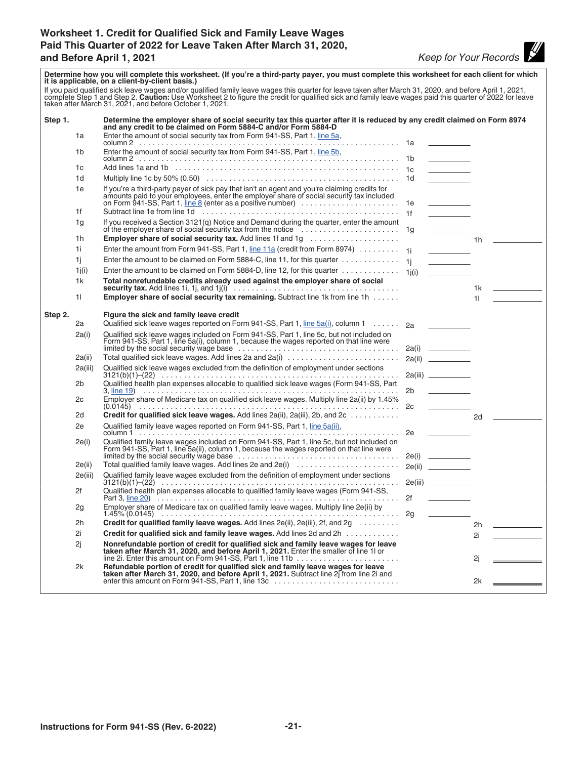# Worksheet 1. Credit for Qualified Sick and Family Leave Wages Paid This Quarter of 2022 for Leave Taken After March 31, 2020, and Before April 1, 2021

*Keep for Your Records*

**Determine how you will complete this worksheet. (If you're a third-party payer, you must complete this worksheet for each client for which it is applicable, on a client-by-client basis.)**

If you paid qualified sick leave wages and/or qualified family leave wages this quarter for leave taken after March 31, 2020, and before April 1, 2021, complete Step 1 and Step 2. **Caution:** Use Worksheet 2 to figure the credit for qualified sick and family leave wages paid this quarter of 2022 for leave taken after March 31, 2021, and before October 1, 2021.

**Step 1.** **Determine the employer share of social security tax this quarter after it is reduced by any credit claimed on Form 8974 and any credit to be claimed on Form 5884-C and/or Form 5884-D**

| Line | Description | | | | |
|---|---|---|---|---|---|
| 1a | Enter the amount of social security tax from Form 941-SS, Part 1, line 5a, column 2 | 1a | ______ | | |
| 1b | Enter the amount of social security tax from Form 941-SS, Part 1, line 5b, column 2 | 1b | ______ | | |
| 1c | Add lines 1a and 1b | 1c | ______ | | |
| 1d | Multiply line 1c by 50% (0.50) | 1d | ______ | | |
| 1e | If you're a third-party payer of sick pay that isn't an agent and you're claiming credits for amounts paid to your employees, enter the employer share of social security tax included on Form 941-SS, Part 1, line 8 (enter as a positive number) | 1e | ______ | | |
| 1f | Subtract line 1e from line 1d | 1f | ______ | | |
| 1g | If you received a Section 3121(q) Notice and Demand during the quarter, enter the amount of the employer share of social security tax from the notice | 1g | ______ | | |
| 1h | **Employer share of social security tax.** Add lines 1f and 1g | | | 1h | ______ |
| 1i | Enter the amount from Form 941-SS, Part 1, line 11a (credit from Form 8974) | 1i | ______ | | |
| 1j | Enter the amount to be claimed on Form 5884-C, line 11, for this quarter | 1j | ______ | | |
| 1j(i) | Enter the amount to be claimed on Form 5884-D, line 12, for this quarter | 1j(i) | ______ | | |
| 1k | **Total nonrefundable credits already used against the employer share of social security tax.** Add lines 1i, 1j, and 1j(i) | | | 1k | ______ |
| 1l | **Employer share of social security tax remaining.** Subtract line 1k from line 1h | | | 1l | ______ |

**Step 2.** **Figure the sick and family leave credit**

| Line | Description | | | | |
|---|---|---|---|---|---|
| 2a | Qualified sick leave wages reported on Form 941-SS, Part 1, line 5a(i), column 1 | 2a | ______ | | |
| 2a(i) | Qualified sick leave wages included on Form 941-SS, Part 1, line 5c, but not included on Form 941-SS, Part 1, line 5a(i), column 1, because the wages reported on that line were limited by the social security wage base | 2a(i) | ______ | | |
| 2a(ii) | Total qualified sick leave wages. Add lines 2a and 2a(i) | 2a(ii) | ______ | | |
| 2a(iii) | Qualified sick leave wages excluded from the definition of employment under sections 3121(b)(1)–(22) | 2a(iii) | ______ | | |
| 2b | Qualified health plan expenses allocable to qualified sick leave wages (Form 941-SS, Part 3, line 19) | 2b | ______ | | |
| 2c | Employer share of Medicare tax on qualified sick leave wages. Multiply line 2a(ii) by 1.45% (0.0145) | 2c | ______ | | |
| 2d | **Credit for qualified sick leave wages.** Add lines 2a(ii), 2a(iii), 2b, and 2c | | | 2d | ______ |
| 2e | Qualified family leave wages reported on Form 941-SS, Part 1, line 5a(ii), column 1 | 2e | ______ | | |
| 2e(i) | Qualified family leave wages included on Form 941-SS, Part 1, line 5c, but not included on Form 941-SS, Part 1, line 5a(ii), column 1, because the wages reported on that line were limited by the social security wage base | 2e(i) | ______ | | |
| 2e(ii) | Total qualified family leave wages. Add lines 2e and 2e(i) | 2e(ii) | ______ | | |
| 2e(iii) | Qualified family leave wages excluded from the definition of employment under sections 3121(b)(1)–(22) | 2e(iii) | ______ | | |
| 2f | Qualified health plan expenses allocable to qualified family leave wages (Form 941-SS, Part 3, line 20) | 2f | ______ | | |
| 2g | Employer share of Medicare tax on qualified family leave wages. Multiply line 2e(ii) by 1.45% (0.0145) | 2g | ______ | | |
| 2h | **Credit for qualified family leave wages.** Add lines 2e(ii), 2e(iii), 2f, and 2g | | | 2h | ______ |
| 2i | **Credit for qualified sick and family leave wages.** Add lines 2d and 2h | | | 2i | ______ |
| 2j | **Nonrefundable portion of credit for qualified sick and family leave wages for leave taken after March 31, 2020, and before April 1, 2021.** Enter the smaller of line 1l or line 2i. Enter this amount on Form 941-SS, Part 1, line 11b | | | 2j | ______ |
| 2k | **Refundable portion of credit for qualified sick and family leave wages for leave taken after March 31, 2020, and before April 1, 2021.** Subtract line 2j from line 2i and enter this amount on Form 941-SS, Part 1, line 13c | | | 2k | ______ |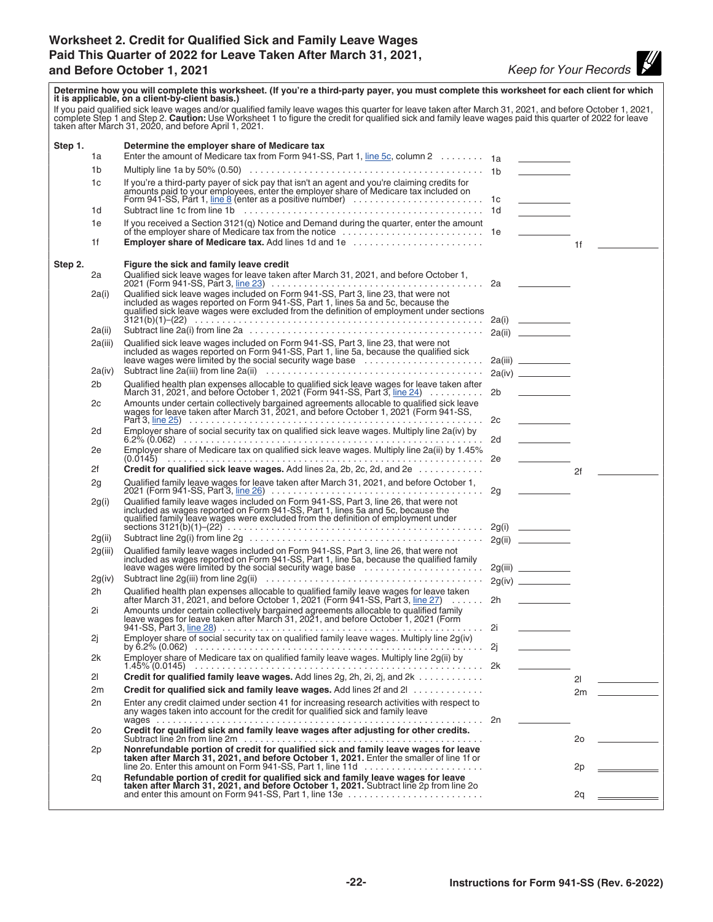# Worksheet 2. Credit for Qualified Sick and Family Leave Wages Paid This Quarter of 2022 for Leave Taken After March 31, 2021, and Before October 1, 2021

*Keep for Your Records*

**Determine how you will complete this worksheet. (If you're a third-party payer, you must complete this worksheet for each client for which it is applicable, on a client-by-client basis.)**

If you paid qualified sick leave wages and/or qualified family leave wages this quarter for leave taken after March 31, 2021, and before October 1, 2021, complete Step 1 and Step 2. **Caution:** Use Worksheet 1 to figure the credit for qualified sick and family leave wages paid this quarter of 2022 for leave taken after March 31, 2020, and before April 1, 2021.

| | | | | | | |
|---|---|---|---|---|---|---|
| **Step 1.** | | **Determine the employer share of Medicare tax** | | | | |
| | 1a | Enter the amount of Medicare tax from Form 941-SS, Part 1, line 5c, column 2 | 1a | | | |
| | 1b | Multiply line 1a by 50% (0.50) | 1b | | | |
| | 1c | If you're a third-party payer of sick pay that isn't an agent and you're claiming credits for amounts paid to your employees, enter the employer share of Medicare tax included on Form 941-SS, Part 1, line 8 (enter as a positive number) | 1c | | | |
| | 1d | Subtract line 1c from line 1b | 1d | | | |
| | 1e | If you received a Section 3121(q) Notice and Demand during the quarter, enter the amount of the employer share of Medicare tax from the notice | 1e | | | |
| | 1f | **Employer share of Medicare tax.** Add lines 1d and 1e | | | 1f | |
| **Step 2.** | | **Figure the sick and family leave credit** | | | | |
| | 2a | Qualified sick leave wages for leave taken after March 31, 2021, and before October 1, 2021 (Form 941-SS, Part 3, line 23) | 2a | | | |
| | 2a(i) | Qualified sick leave wages included on Form 941-SS, Part 3, line 23, that were not included as wages reported on Form 941-SS, Part 1, lines 5a and 5c, because the qualified sick leave wages were excluded from the definition of employment under sections 3121(b)(1)–(22) | 2a(i) | | | |
| | 2a(ii) | Subtract line 2a(i) from line 2a | 2a(ii) | | | |
| | 2a(iii) | Qualified sick leave wages included on Form 941-SS, Part 3, line 23, that were not included as wages reported on Form 941-SS, Part 1, line 5a, because the qualified sick leave wages were limited by the social security wage base | 2a(iii) | | | |
| | 2a(iv) | Subtract line 2a(iii) from line 2a(ii) | 2a(iv) | | | |
| | 2b | Qualified health plan expenses allocable to qualified sick leave wages for leave taken after March 31, 2021, and before October 1, 2021 (Form 941-SS, Part 3, line 24) | 2b | | | |
| | 2c | Amounts under certain collectively bargained agreements allocable to qualified sick leave wages for leave taken after March 31, 2021, and before October 1, 2021 (Form 941-SS, Part 3, line 25) | 2c | | | |
| | 2d | Employer share of social security tax on qualified sick leave wages. Multiply line 2a(iv) by 6.2% (0.062) | 2d | | | |
| | 2e | Employer share of Medicare tax on qualified sick leave wages. Multiply line 2a(ii) by 1.45% (0.0145) | 2e | | | |
| | 2f | **Credit for qualified sick leave wages.** Add lines 2a, 2b, 2c, 2d, and 2e | | | 2f | |
| | 2g | Qualified family leave wages for leave taken after March 31, 2021, and before October 1, 2021 (Form 941-SS, Part 3, line 26) | 2g | | | |
| | 2g(i) | Qualified family leave wages included on Form 941-SS, Part 3, line 26, that were not included as wages reported on Form 941-SS, Part 1, lines 5a and 5c, because the qualified family leave wages were excluded from the definition of employment under sections 3121(b)(1)–(22) | 2g(i) | | | |
| | 2g(ii) | Subtract line 2g(i) from line 2g | 2g(ii) | | | |
| | 2g(iii) | Qualified family leave wages included on Form 941-SS, Part 3, line 26, that were not included as wages reported on Form 941-SS, Part 1, line 5a, because the qualified family leave wages were limited by the social security wage base | 2g(iii) | | | |
| | 2g(iv) | Subtract line 2g(iii) from line 2g(ii) | 2g(iv) | | | |
| | 2h | Qualified health plan expenses allocable to qualified family leave wages for leave taken after March 31, 2021, and before October 1, 2021 (Form 941-SS, Part 3, line 27) | 2h | | | |
| | 2i | Amounts under certain collectively bargained agreements allocable to qualified family leave wages for leave taken after March 31, 2021, and before October 1, 2021 (Form 941-SS, Part 3, line 28) | 2i | | | |
| | 2j | Employer share of social security tax on qualified family leave wages. Multiply line 2g(iv) by 6.2% (0.062) | 2j | | | |
| | 2k | Employer share of Medicare tax on qualified family leave wages. Multiply line 2g(ii) by 1.45% (0.0145) | 2k | | | |
| | 2l | **Credit for qualified family leave wages.** Add lines 2g, 2h, 2i, 2j, and 2k | | | 2l | |
| | 2m | **Credit for qualified sick and family leave wages.** Add lines 2f and 2l | | | 2m | |
| | 2n | Enter any credit claimed under section 41 for increasing research activities with respect to any wages taken into account for the credit for qualified sick and family leave wages | 2n | | | |
| | 2o | **Credit for qualified sick and family leave wages after adjusting for other credits.** Subtract line 2n from line 2m | | | 2o | |
| | 2p | **Nonrefundable portion of credit for qualified sick and family leave wages for leave taken after March 31, 2021, and before October 1, 2021.** Enter the smaller of line 1f or line 2o. Enter this amount on Form 941-SS, Part 1, line 11d | | | 2p | |
| | 2q | **Refundable portion of credit for qualified sick and family leave wages for leave taken after March 31, 2021, and before October 1, 2021.** Subtract line 2p from line 2o and enter this amount on Form 941-SS, Part 1, line 13e | | | 2q | |